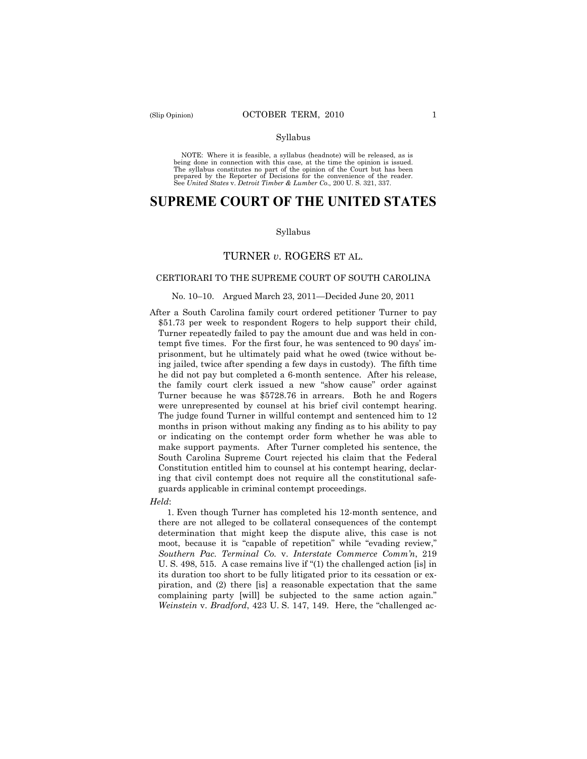Syllabus

NOTE: Where it is feasible, a syllabus (headnote) will be released, as is being done in connection with this case, at the time the opinion is issued. The syllabus constitutes no part of the opinion of the Court but has been prepared by the Reporter of Decisions for the convenience of the reader. See *United States* v. *Detroit Timber & Lumber Co.,* 200 U. S. 321, 337.

# SUPREME COURT OF THE UNITED STATES

Syllabus

## TURNER *v.* ROGERS ET AL.

CERTIORARI TO THE SUPREME COURT OF SOUTH CAROLINA

No. 10–10. Argued March 23, 2011—Decided June 20, 2011

After a South Carolina family court ordered petitioner Turner to pay $51.73 per week to respondent Rogers to help support their child, Turner repeatedly failed to pay the amount due and was held in contempt five times. For the first four, he was sentenced to 90 days' imprisonment, but he ultimately paid what he owed (twice without being jailed, twice after spending a few days in custody). The fifth time he did not pay but completed a 6-month sentence. After his release, the family court clerk issued a new "show cause" order against Turner because he was $5728.76 in arrears. Both he and Rogers were unrepresented by counsel at his brief civil contempt hearing. The judge found Turner in willful contempt and sentenced him to 12 months in prison without making any finding as to his ability to pay or indicating on the contempt order form whether he was able to make support payments. After Turner completed his sentence, the South Carolina Supreme Court rejected his claim that the Federal Constitution entitled him to counsel at his contempt hearing, declaring that civil contempt does not require all the constitutional safeguards applicable in criminal contempt proceedings.

*Held*:

1. Even though Turner has completed his 12-month sentence, and there are not alleged to be collateral consequences of the contempt determination that might keep the dispute alive, this case is not moot, because it is "capable of repetition" while "evading review," *Southern Pac. Terminal Co.* v. *Interstate Commerce Comm'n*, 219 U. S. 498, 515. A case remains live if "(1) the challenged action [is] in its duration too short to be fully litigated prior to its cessation or expiration, and (2) there [is] a reasonable expectation that the same complaining party [will] be subjected to the same action again." *Weinstein* v. *Bradford*, 423 U. S. 147, 149. Here, the "challenged ac-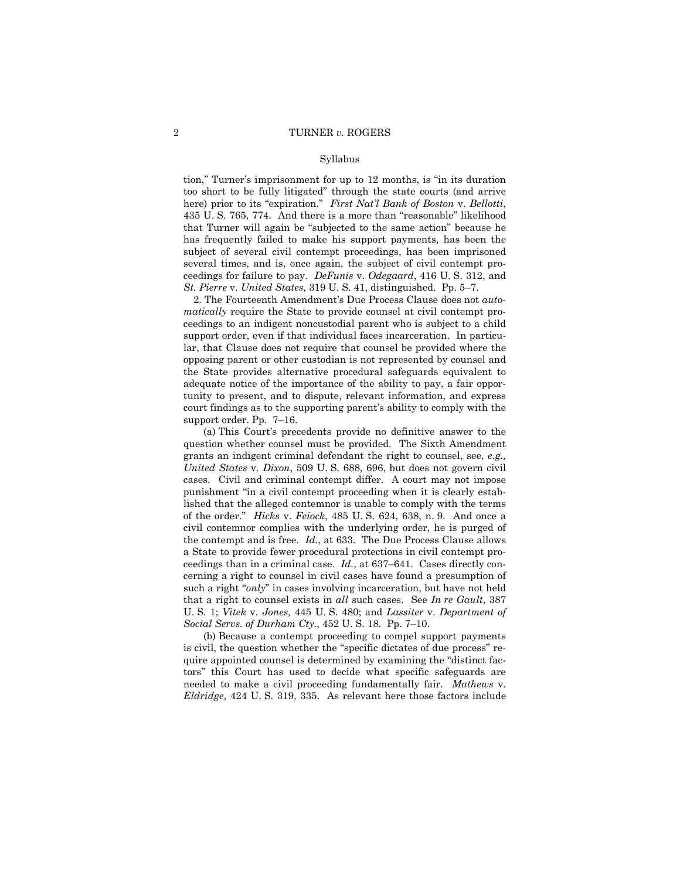tion," Turner's imprisonment for up to 12 months, is "in its duration too short to be fully litigated" through the state courts (and arrive here) prior to its "expiration." *First Nat'l Bank of Boston* v. *Bellotti*, 435 U. S. 765, 774. And there is a more than "reasonable" likelihood that Turner will again be "subjected to the same action" because he has frequently failed to make his support payments, has been the subject of several civil contempt proceedings, has been imprisoned several times, and is, once again, the subject of civil contempt proceedings for failure to pay. *DeFunis* v. *Odegaard*, 416 U. S. 312, and *St. Pierre* v. *United States*, 319 U. S. 41, distinguished. Pp. 5–7.

2. The Fourteenth Amendment's Due Process Clause does not *automatically* require the State to provide counsel at civil contempt proceedings to an indigent noncustodial parent who is subject to a child support order, even if that individual faces incarceration. In particular, that Clause does not require that counsel be provided where the opposing parent or other custodian is not represented by counsel and the State provides alternative procedural safeguards equivalent to adequate notice of the importance of the ability to pay, a fair opportunity to present, and to dispute, relevant information, and express court findings as to the supporting parent's ability to comply with the support order. Pp. 7–16.

(a) This Court's precedents provide no definitive answer to the question whether counsel must be provided. The Sixth Amendment grants an indigent criminal defendant the right to counsel, see, *e.g., United States* v. *Dixon*, 509 U. S. 688, 696, but does not govern civil cases. Civil and criminal contempt differ. A court may not impose punishment "in a civil contempt proceeding when it is clearly established that the alleged contemnor is unable to comply with the terms of the order." *Hicks* v. *Feiock*, 485 U. S. 624, 638, n. 9. And once a civil contemnor complies with the underlying order, he is purged of the contempt and is free. *Id.*, at 633. The Due Process Clause allows a State to provide fewer procedural protections in civil contempt proceedings than in a criminal case. *Id.*, at 637–641. Cases directly concerning a right to counsel in civil cases have found a presumption of such a right "*only*" in cases involving incarceration, but have not held that a right to counsel exists in *all* such cases. See *In re Gault*, 387 U. S. 1; *Vitek* v. *Jones,* 445 U. S. 480; and *Lassiter* v. *Department of Social Servs. of Durham Cty.*, 452 U. S. 18. Pp. 7–10.

(b) Because a contempt proceeding to compel support payments is civil, the question whether the "specific dictates of due process" require appointed counsel is determined by examining the "distinct factors" this Court has used to decide what specific safeguards are needed to make a civil proceeding fundamentally fair. *Mathews* v. *Eldridge*, 424 U. S. 319, 335. As relevant here those factors include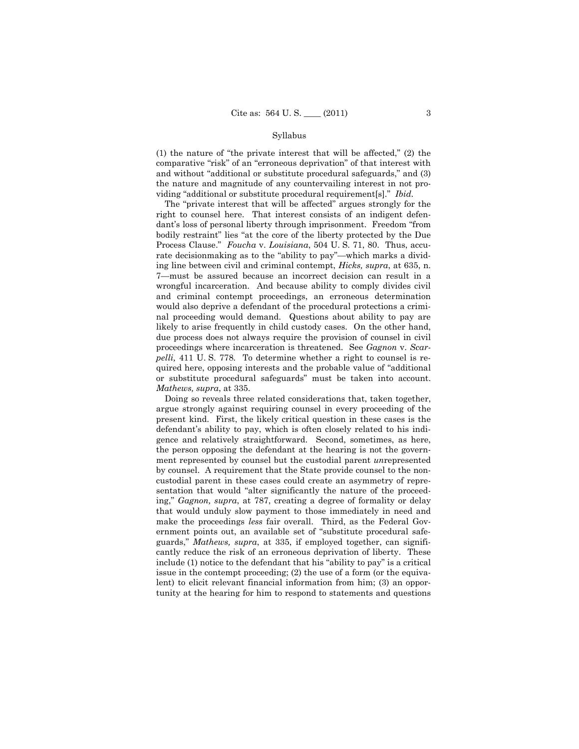Syllabus

(1) the nature of "the private interest that will be affected," (2) the comparative "risk" of an "erroneous deprivation" of that interest with and without "additional or substitute procedural safeguards," and (3) the nature and magnitude of any countervailing interest in not providing "additional or substitute procedural requirement[s]." *Ibid.*

The "private interest that will be affected" argues strongly for the right to counsel here. That interest consists of an indigent defendant's loss of personal liberty through imprisonment. Freedom "from bodily restraint" lies "at the core of the liberty protected by the Due Process Clause." *Foucha* v. *Louisiana*, 504 U. S. 71, 80. Thus, accurate decisionmaking as to the "ability to pay"—which marks a dividing line between civil and criminal contempt, *Hicks, supra*, at 635, n. 7—must be assured because an incorrect decision can result in a wrongful incarceration. And because ability to comply divides civil and criminal contempt proceedings, an erroneous determination would also deprive a defendant of the procedural protections a criminal proceeding would demand. Questions about ability to pay are likely to arise frequently in child custody cases. On the other hand, due process does not always require the provision of counsel in civil proceedings where incarceration is threatened. See *Gagnon* v. *Scarpelli,* 411 U. S. 778. To determine whether a right to counsel is required here, opposing interests and the probable value of "additional or substitute procedural safeguards" must be taken into account. *Mathews, supra*, at 335.

Doing so reveals three related considerations that, taken together, argue strongly against requiring counsel in every proceeding of the present kind. First, the likely critical question in these cases is the defendant's ability to pay, which is often closely related to his indigence and relatively straightforward. Second, sometimes, as here, the person opposing the defendant at the hearing is not the government represented by counsel but the custodial parent *un*represented by counsel. A requirement that the State provide counsel to the noncustodial parent in these cases could create an asymmetry of representation that would "alter significantly the nature of the proceeding," *Gagnon, supra*, at 787, creating a degree of formality or delay that would unduly slow payment to those immediately in need and make the proceedings *less* fair overall. Third, as the Federal Government points out, an available set of "substitute procedural safeguards," *Mathews, supra*, at 335, if employed together, can significantly reduce the risk of an erroneous deprivation of liberty. These include (1) notice to the defendant that his "ability to pay" is a critical issue in the contempt proceeding; (2) the use of a form (or the equivalent) to elicit relevant financial information from him; (3) an opportunity at the hearing for him to respond to statements and questions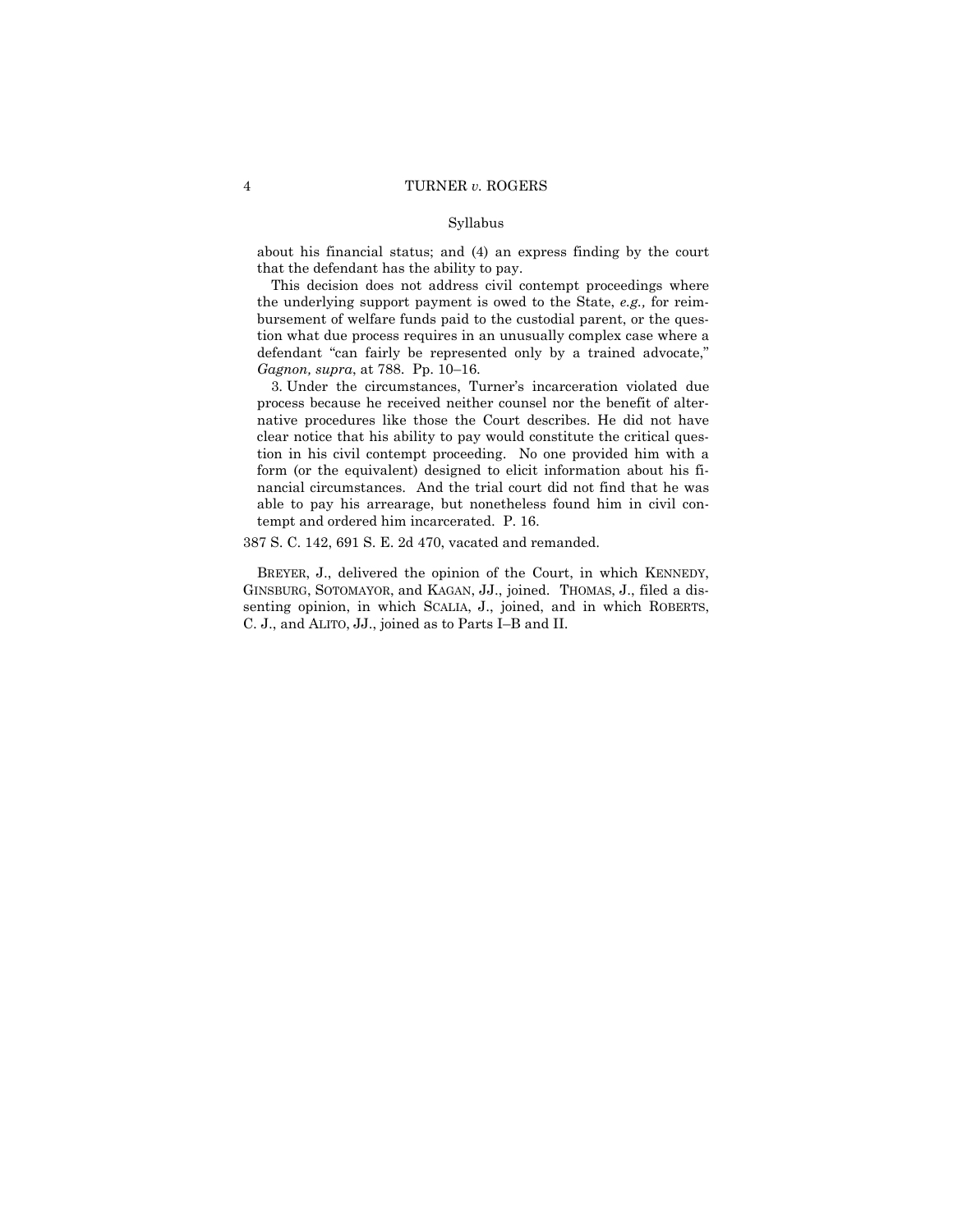about his financial status; and (4) an express finding by the court that the defendant has the ability to pay.

This decision does not address civil contempt proceedings where the underlying support payment is owed to the State, *e.g.,* for reimbursement of welfare funds paid to the custodial parent, or the question what due process requires in an unusually complex case where a defendant "can fairly be represented only by a trained advocate," *Gagnon, supra*, at 788. Pp. 10–16.

3. Under the circumstances, Turner's incarceration violated due process because he received neither counsel nor the benefit of alternative procedures like those the Court describes. He did not have clear notice that his ability to pay would constitute the critical question in his civil contempt proceeding. No one provided him with a form (or the equivalent) designed to elicit information about his financial circumstances. And the trial court did not find that he was able to pay his arrearage, but nonetheless found him in civil contempt and ordered him incarcerated. P. 16.

387 S. C. 142, 691 S. E. 2d 470, vacated and remanded.

BREYER, J., delivered the opinion of the Court, in which KENNEDY, GINSBURG, SOTOMAYOR, and KAGAN, JJ., joined. THOMAS, J., filed a dissenting opinion, in which SCALIA, J., joined, and in which ROBERTS, C. J., and ALITO, JJ., joined as to Parts I–B and II.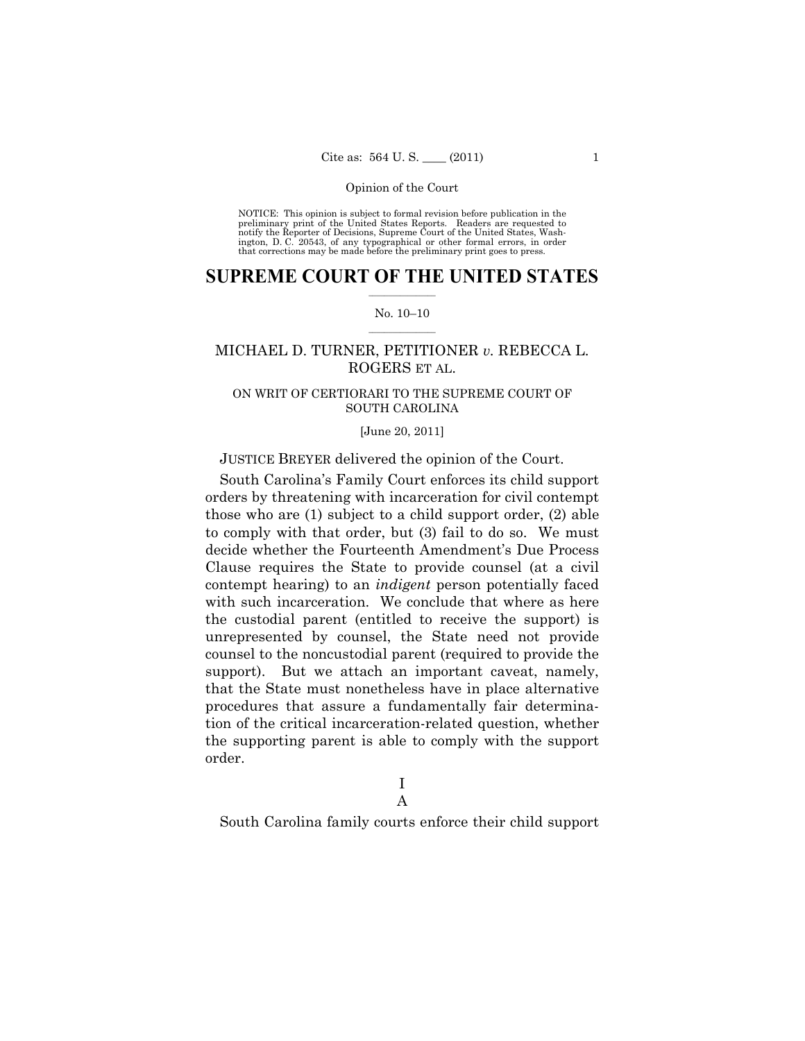NOTICE: This opinion is subject to formal revision before publication in the preliminary print of the United States Reports. Readers are requested to notify the Reporter of Decisions, Supreme Court of the United States, Washington, D. C. 20543, of any typographical or other formal errors, in order that corrections may be made before the preliminary print goes to press.

# SUPREME COURT OF THE UNITED STATES

No. 10–10

## MICHAEL D. TURNER, PETITIONER *v.* REBECCA L. ROGERS ET AL.

ON WRIT OF CERTIORARI TO THE SUPREME COURT OF SOUTH CAROLINA

[June 20, 2011]

JUSTICE BREYER delivered the opinion of the Court.

South Carolina's Family Court enforces its child support orders by threatening with incarceration for civil contempt those who are (1) subject to a child support order, (2) able to comply with that order, but (3) fail to do so. We must decide whether the Fourteenth Amendment's Due Process Clause requires the State to provide counsel (at a civil contempt hearing) to an *indigent* person potentially faced with such incarceration. We conclude that where as here the custodial parent (entitled to receive the support) is unrepresented by counsel, the State need not provide counsel to the noncustodial parent (required to provide the support). But we attach an important caveat, namely, that the State must nonetheless have in place alternative procedures that assure a fundamentally fair determination of the critical incarceration-related question, whether the supporting parent is able to comply with the support order.

## I

### A

South Carolina family courts enforce their child support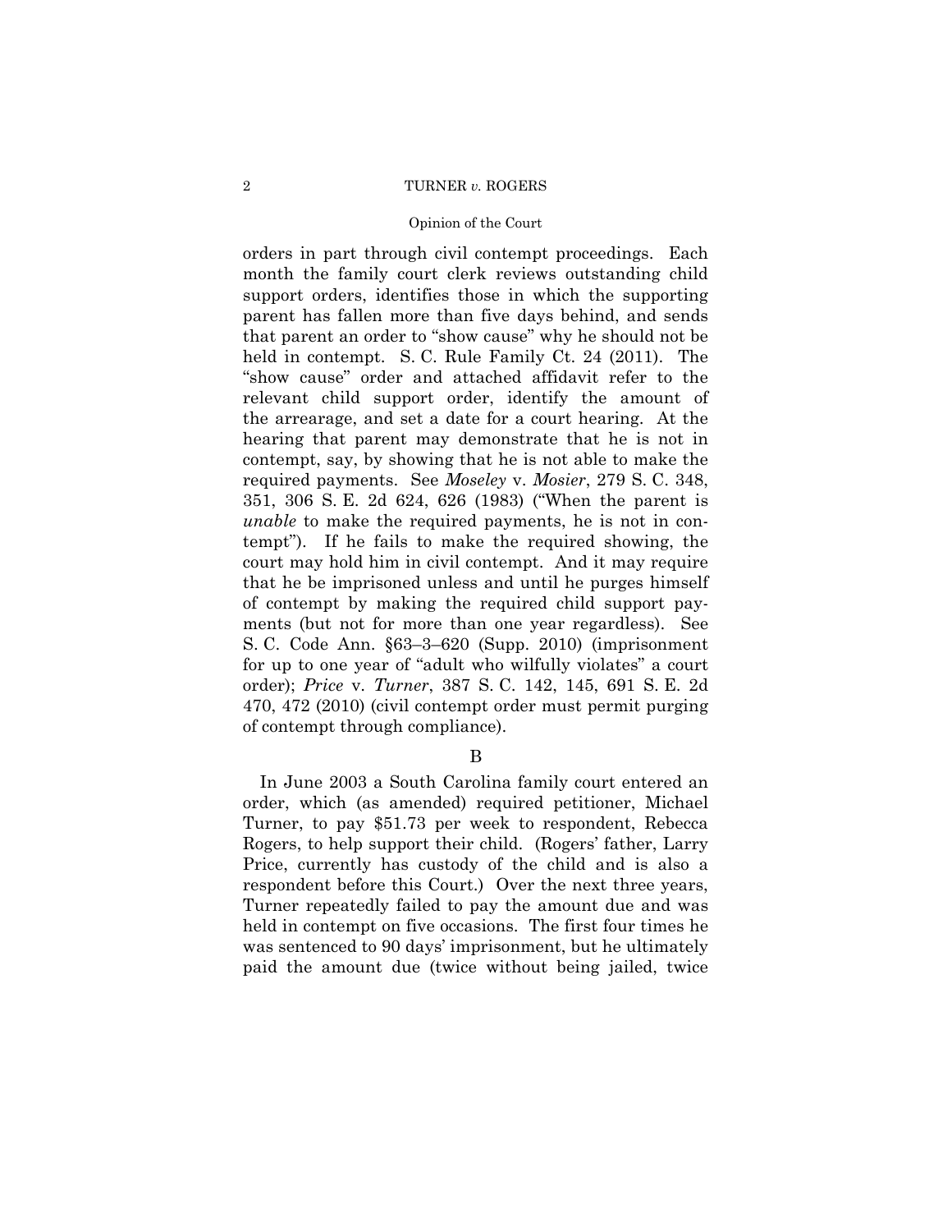orders in part through civil contempt proceedings. Each month the family court clerk reviews outstanding child support orders, identifies those in which the supporting parent has fallen more than five days behind, and sends that parent an order to "show cause" why he should not be held in contempt. S. C. Rule Family Ct. 24 (2011). The "show cause" order and attached affidavit refer to the relevant child support order, identify the amount of the arrearage, and set a date for a court hearing. At the hearing that parent may demonstrate that he is not in contempt, say, by showing that he is not able to make the required payments. See *Moseley* v. *Mosier*, 279 S. C. 348, 351, 306 S. E. 2d 624, 626 (1983) ("When the parent is *unable* to make the required payments, he is not in contempt"). If he fails to make the required showing, the court may hold him in civil contempt. And it may require that he be imprisoned unless and until he purges himself of contempt by making the required child support payments (but not for more than one year regardless). See S. C. Code Ann. §63–3–620 (Supp. 2010) (imprisonment for up to one year of "adult who wilfully violates" a court order); *Price* v. *Turner*, 387 S. C. 142, 145, 691 S. E. 2d 470, 472 (2010) (civil contempt order must permit purging of contempt through compliance).

B

In June 2003 a South Carolina family court entered an order, which (as amended) required petitioner, Michael Turner, to pay $51.73 per week to respondent, Rebecca Rogers, to help support their child. (Rogers' father, Larry Price, currently has custody of the child and is also a respondent before this Court.) Over the next three years, Turner repeatedly failed to pay the amount due and was held in contempt on five occasions. The first four times he was sentenced to 90 days' imprisonment, but he ultimately paid the amount due (twice without being jailed, twice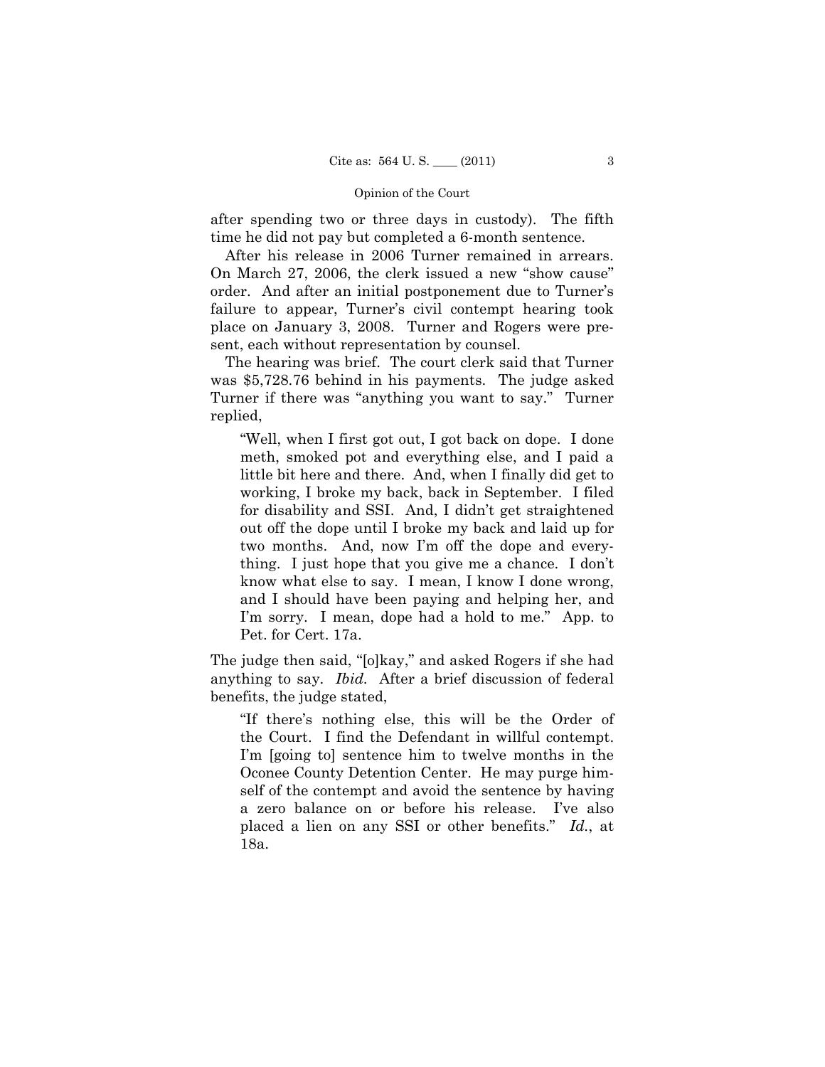after spending two or three days in custody). The fifth time he did not pay but completed a 6-month sentence.

After his release in 2006 Turner remained in arrears. On March 27, 2006, the clerk issued a new "show cause" order. And after an initial postponement due to Turner's failure to appear, Turner's civil contempt hearing took place on January 3, 2008. Turner and Rogers were present, each without representation by counsel.

The hearing was brief. The court clerk said that Turner was $5,728.76 behind in his payments. The judge asked Turner if there was "anything you want to say." Turner replied,

> "Well, when I first got out, I got back on dope. I done meth, smoked pot and everything else, and I paid a little bit here and there. And, when I finally did get to working, I broke my back, back in September. I filed for disability and SSI. And, I didn't get straightened out off the dope until I broke my back and laid up for two months. And, now I'm off the dope and everything. I just hope that you give me a chance. I don't know what else to say. I mean, I know I done wrong, and I should have been paying and helping her, and I'm sorry. I mean, dope had a hold to me." App. to Pet. for Cert. 17a.

The judge then said, "[o]kay," and asked Rogers if she had anything to say. *Ibid.* After a brief discussion of federal benefits, the judge stated,

> "If there's nothing else, this will be the Order of the Court. I find the Defendant in willful contempt. I'm [going to] sentence him to twelve months in the Oconee County Detention Center. He may purge himself of the contempt and avoid the sentence by having a zero balance on or before his release. I've also placed a lien on any SSI or other benefits." *Id.*, at 18a.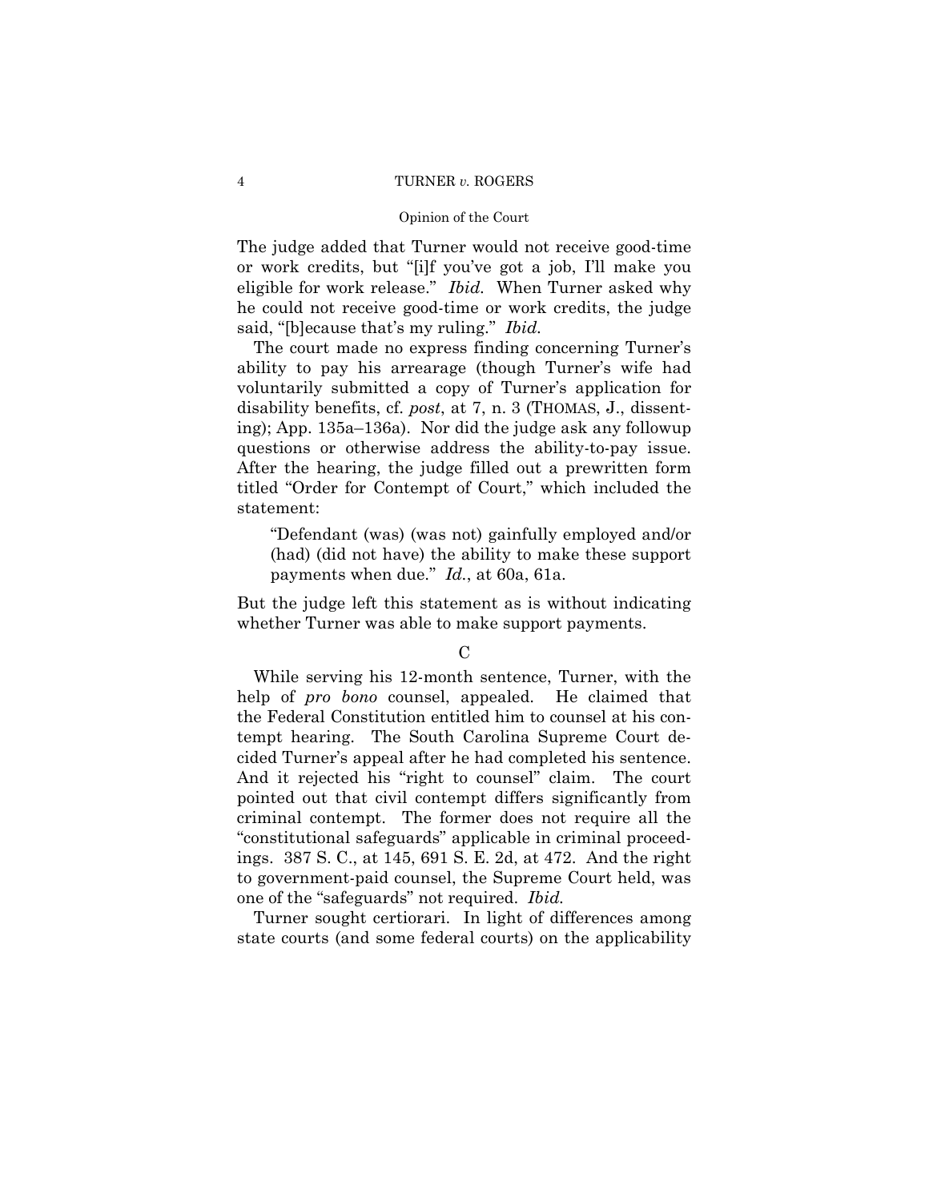The judge added that Turner would not receive good-time or work credits, but "[i]f you've got a job, I'll make you eligible for work release." *Ibid.* When Turner asked why he could not receive good-time or work credits, the judge said, "[b]ecause that's my ruling." *Ibid.*

The court made no express finding concerning Turner's ability to pay his arrearage (though Turner's wife had voluntarily submitted a copy of Turner's application for disability benefits, cf. *post*, at 7, n. 3 (THOMAS, J., dissenting); App. 135a–136a). Nor did the judge ask any followup questions or otherwise address the ability-to-pay issue. After the hearing, the judge filled out a prewritten form titled "Order for Contempt of Court," which included the statement:

> "Defendant (was) (was not) gainfully employed and/or (had) (did not have) the ability to make these support payments when due." *Id.*, at 60a, 61a.

But the judge left this statement as is without indicating whether Turner was able to make support payments.

C

While serving his 12-month sentence, Turner, with the help of *pro bono* counsel, appealed. He claimed that the Federal Constitution entitled him to counsel at his contempt hearing. The South Carolina Supreme Court decided Turner's appeal after he had completed his sentence. And it rejected his "right to counsel" claim. The court pointed out that civil contempt differs significantly from criminal contempt. The former does not require all the "constitutional safeguards" applicable in criminal proceedings. 387 S. C., at 145, 691 S. E. 2d, at 472. And the right to government-paid counsel, the Supreme Court held, was one of the "safeguards" not required. *Ibid.*

Turner sought certiorari. In light of differences among state courts (and some federal courts) on the applicability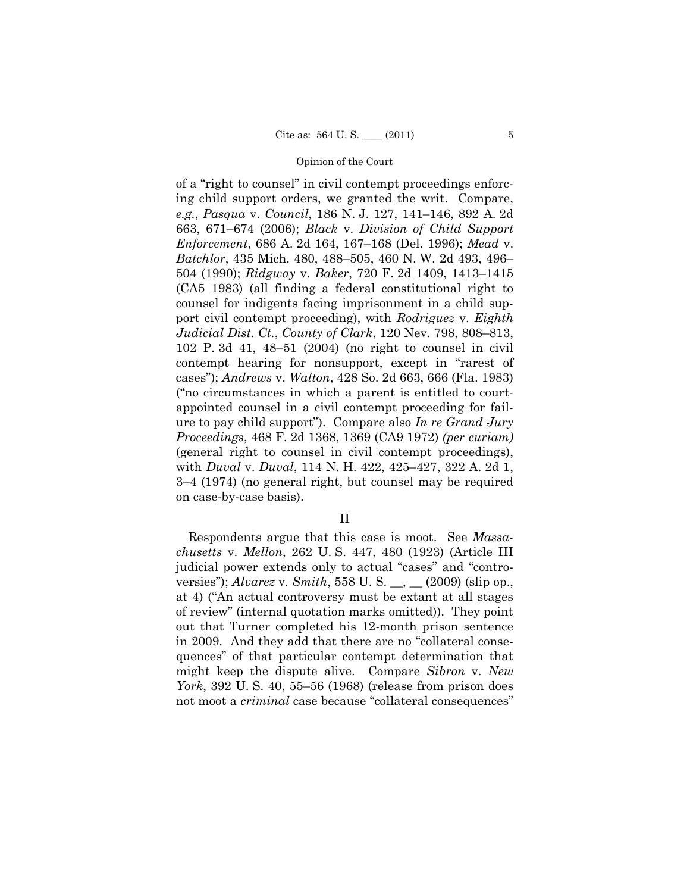of a "right to counsel" in civil contempt proceedings enforcing child support orders, we granted the writ. Compare, *e.g.*, *Pasqua* v. *Council*, 186 N. J. 127, 141–146, 892 A. 2d 663, 671–674 (2006); *Black* v. *Division of Child Support Enforcement*, 686 A. 2d 164, 167–168 (Del. 1996); *Mead* v. *Batchlor*, 435 Mich. 480, 488–505, 460 N. W. 2d 493, 496–504 (1990); *Ridgway* v. *Baker*, 720 F. 2d 1409, 1413–1415 (CA5 1983) (all finding a federal constitutional right to counsel for indigents facing imprisonment in a child support civil contempt proceeding), with *Rodriguez* v. *Eighth Judicial Dist. Ct.*, *County of Clark*, 120 Nev. 798, 808–813, 102 P. 3d 41, 48–51 (2004) (no right to counsel in civil contempt hearing for nonsupport, except in "rarest of cases"); *Andrews* v. *Walton*, 428 So. 2d 663, 666 (Fla. 1983) ("no circumstances in which a parent is entitled to court-appointed counsel in a civil contempt proceeding for failure to pay child support"). Compare also *In re Grand Jury Proceedings*, 468 F. 2d 1368, 1369 (CA9 1972) *(per curiam)* (general right to counsel in civil contempt proceedings), with *Duval* v. *Duval*, 114 N. H. 422, 425–427, 322 A. 2d 1, 3–4 (1974) (no general right, but counsel may be required on case-by-case basis).

## II

Respondents argue that this case is moot. See *Massachusetts* v. *Mellon*, 262 U. S. 447, 480 (1923) (Article III judicial power extends only to actual "cases" and "controversies"); *Alvarez* v. *Smith*, 558 U. S. \_\_, \_\_ (2009) (slip op., at 4) ("An actual controversy must be extant at all stages of review" (internal quotation marks omitted)). They point out that Turner completed his 12-month prison sentence in 2009. And they add that there are no "collateral consequences" of that particular contempt determination that might keep the dispute alive. Compare *Sibron* v. *New York*, 392 U. S. 40, 55–56 (1968) (release from prison does not moot a *criminal* case because "collateral consequences"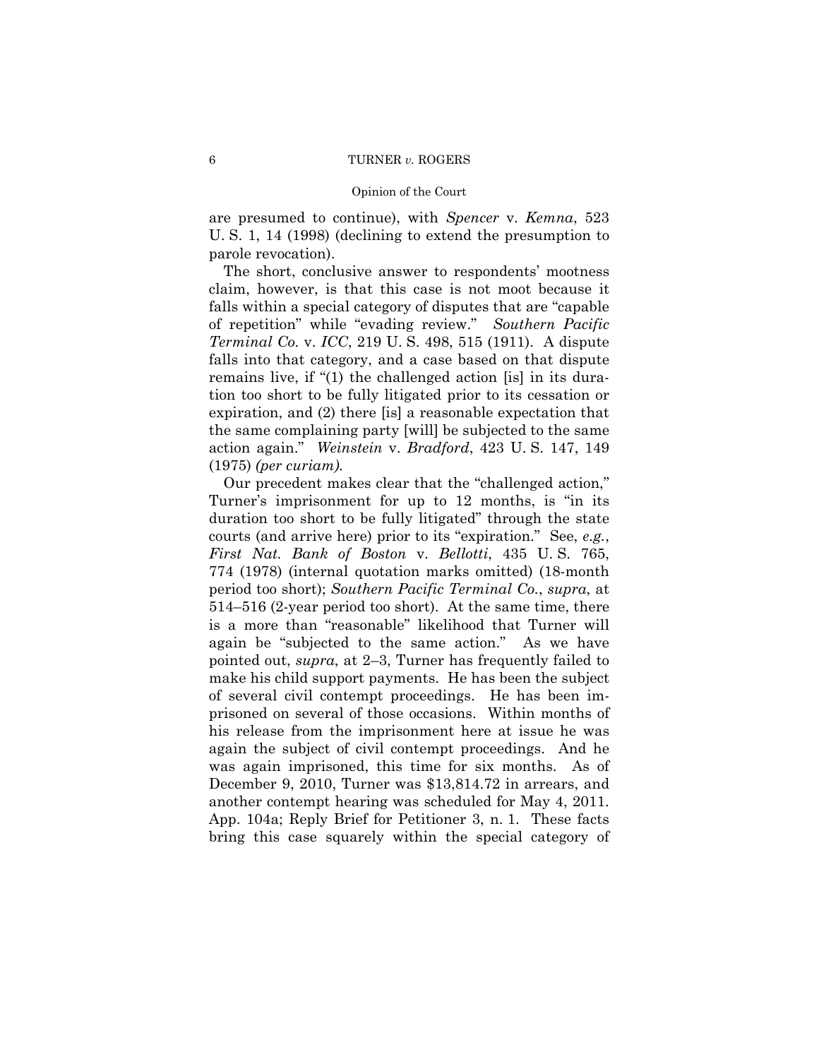are presumed to continue), with *Spencer* v. *Kemna*, 523 U. S. 1, 14 (1998) (declining to extend the presumption to parole revocation).

The short, conclusive answer to respondents' mootness claim, however, is that this case is not moot because it falls within a special category of disputes that are "capable of repetition" while "evading review." *Southern Pacific Terminal Co.* v. *ICC*, 219 U. S. 498, 515 (1911). A dispute falls into that category, and a case based on that dispute remains live, if "(1) the challenged action [is] in its duration too short to be fully litigated prior to its cessation or expiration, and (2) there [is] a reasonable expectation that the same complaining party [will] be subjected to the same action again." *Weinstein* v. *Bradford*, 423 U. S. 147, 149 (1975) *(per curiam)*.

Our precedent makes clear that the "challenged action," Turner's imprisonment for up to 12 months, is "in its duration too short to be fully litigated" through the state courts (and arrive here) prior to its "expiration." See, *e.g.*, *First Nat. Bank of Boston* v. *Bellotti*, 435 U. S. 765, 774 (1978) (internal quotation marks omitted) (18-month period too short); *Southern Pacific Terminal Co.*, *supra*, at 514–516 (2-year period too short). At the same time, there is a more than "reasonable" likelihood that Turner will again be "subjected to the same action." As we have pointed out, *supra*, at 2–3, Turner has frequently failed to make his child support payments. He has been the subject of several civil contempt proceedings. He has been imprisoned on several of those occasions. Within months of his release from the imprisonment here at issue he was again the subject of civil contempt proceedings. And he was again imprisoned, this time for six months. As of December 9, 2010, Turner was $13,814.72 in arrears, and another contempt hearing was scheduled for May 4, 2011. App. 104a; Reply Brief for Petitioner 3, n. 1. These facts bring this case squarely within the special category of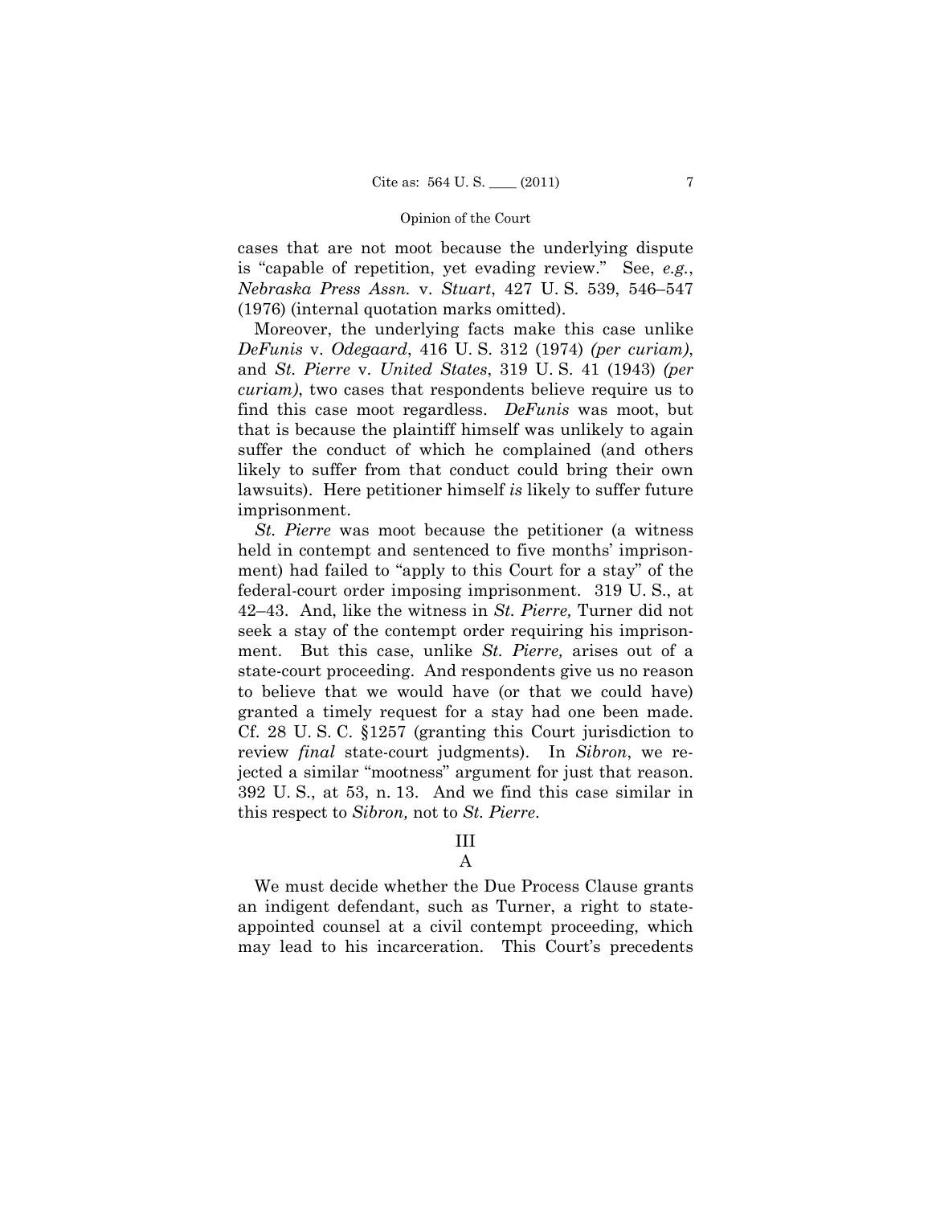cases that are not moot because the underlying dispute is "capable of repetition, yet evading review." See, *e.g.*, *Nebraska Press Assn.* v. *Stuart*, 427 U. S. 539, 546–547 (1976) (internal quotation marks omitted).

Moreover, the underlying facts make this case unlike *DeFunis* v. *Odegaard*, 416 U. S. 312 (1974) *(per curiam)*, and *St. Pierre* v. *United States*, 319 U. S. 41 (1943) *(per curiam)*, two cases that respondents believe require us to find this case moot regardless. *DeFunis* was moot, but that is because the plaintiff himself was unlikely to again suffer the conduct of which he complained (and others likely to suffer from that conduct could bring their own lawsuits). Here petitioner himself *is* likely to suffer future imprisonment.

*St. Pierre* was moot because the petitioner (a witness held in contempt and sentenced to five months' imprisonment) had failed to "apply to this Court for a stay" of the federal-court order imposing imprisonment. 319 U. S., at 42–43. And, like the witness in *St. Pierre,* Turner did not seek a stay of the contempt order requiring his imprisonment. But this case, unlike *St. Pierre,* arises out of a state-court proceeding. And respondents give us no reason to believe that we would have (or that we could have) granted a timely request for a stay had one been made. Cf. 28 U. S. C. §1257 (granting this Court jurisdiction to review *final* state-court judgments). In *Sibron*, we rejected a similar "mootness" argument for just that reason. 392 U. S., at 53, n. 13. And we find this case similar in this respect to *Sibron,* not to *St. Pierre*.

## III

### A

We must decide whether the Due Process Clause grants an indigent defendant, such as Turner, a right to state-appointed counsel at a civil contempt proceeding, which may lead to his incarceration. This Court's precedents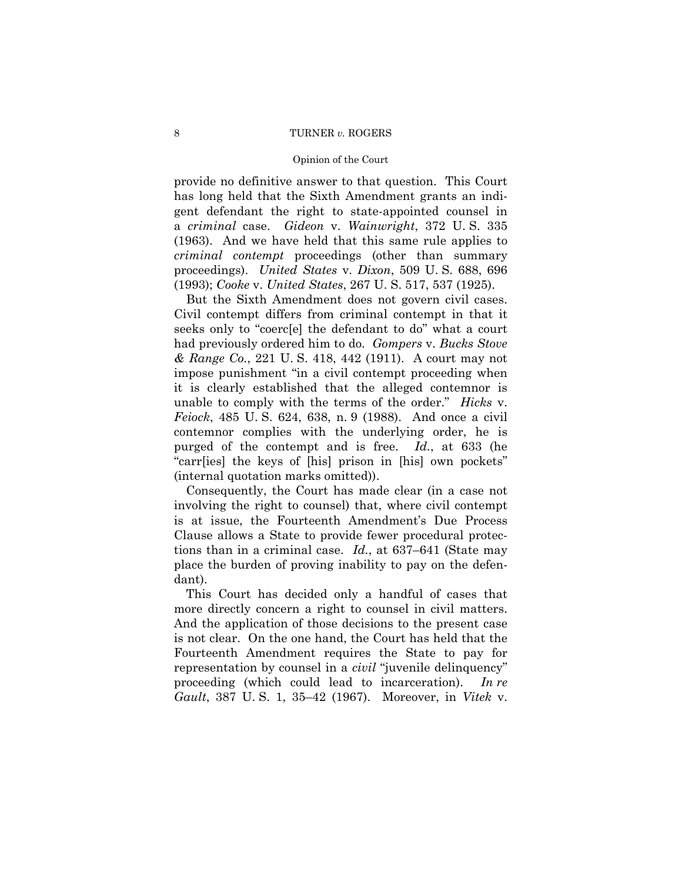provide no definitive answer to that question. This Court has long held that the Sixth Amendment grants an indigent defendant the right to state-appointed counsel in a *criminal* case. *Gideon* v. *Wainwright*, 372 U. S. 335 (1963). And we have held that this same rule applies to *criminal contempt* proceedings (other than summary proceedings). *United States* v. *Dixon*, 509 U. S. 688, 696 (1993); *Cooke* v. *United States*, 267 U. S. 517, 537 (1925).

But the Sixth Amendment does not govern civil cases. Civil contempt differs from criminal contempt in that it seeks only to "coerc[e] the defendant to do" what a court had previously ordered him to do. *Gompers* v. *Bucks Stove & Range Co.*, 221 U. S. 418, 442 (1911). A court may not impose punishment "in a civil contempt proceeding when it is clearly established that the alleged contemnor is unable to comply with the terms of the order." *Hicks* v. *Feiock*, 485 U. S. 624, 638, n. 9 (1988). And once a civil contemnor complies with the underlying order, he is purged of the contempt and is free. *Id.*, at 633 (he "carr[ies] the keys of [his] prison in [his] own pockets" (internal quotation marks omitted)).

Consequently, the Court has made clear (in a case not involving the right to counsel) that, where civil contempt is at issue, the Fourteenth Amendment's Due Process Clause allows a State to provide fewer procedural protections than in a criminal case. *Id.*, at 637–641 (State may place the burden of proving inability to pay on the defendant).

This Court has decided only a handful of cases that more directly concern a right to counsel in civil matters. And the application of those decisions to the present case is not clear. On the one hand, the Court has held that the Fourteenth Amendment requires the State to pay for representation by counsel in a *civil* "juvenile delinquency" proceeding (which could lead to incarceration). *In re Gault*, 387 U. S. 1, 35–42 (1967). Moreover, in *Vitek* v.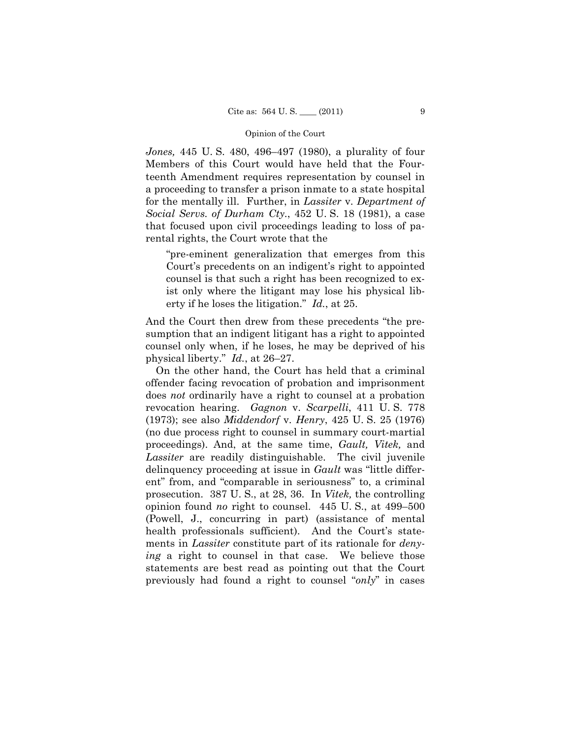*Jones,* 445 U. S. 480, 496–497 (1980), a plurality of four Members of this Court would have held that the Fourteenth Amendment requires representation by counsel in a proceeding to transfer a prison inmate to a state hospital for the mentally ill. Further, in *Lassiter* v. *Department of Social Servs. of Durham Cty.*, 452 U. S. 18 (1981), a case that focused upon civil proceedings leading to loss of parental rights, the Court wrote that the

> "pre-eminent generalization that emerges from this Court's precedents on an indigent's right to appointed counsel is that such a right has been recognized to exist only where the litigant may lose his physical liberty if he loses the litigation." *Id.*, at 25.

And the Court then drew from these precedents "the presumption that an indigent litigant has a right to appointed counsel only when, if he loses, he may be deprived of his physical liberty." *Id.*, at 26–27.

On the other hand, the Court has held that a criminal offender facing revocation of probation and imprisonment does *not* ordinarily have a right to counsel at a probation revocation hearing. *Gagnon* v. *Scarpelli*, 411 U. S. 778 (1973); see also *Middendorf* v. *Henry*, 425 U. S. 25 (1976) (no due process right to counsel in summary court-martial proceedings). And, at the same time, *Gault, Vitek,* and *Lassiter* are readily distinguishable. The civil juvenile delinquency proceeding at issue in *Gault* was "little different" from, and "comparable in seriousness" to, a criminal prosecution. 387 U. S., at 28, 36. In *Vitek,* the controlling opinion found *no* right to counsel. 445 U. S., at 499–500 (Powell, J., concurring in part) (assistance of mental health professionals sufficient). And the Court's statements in *Lassiter* constitute part of its rationale for *denying* a right to counsel in that case. We believe those statements are best read as pointing out that the Court previously had found a right to counsel "*only*" in cases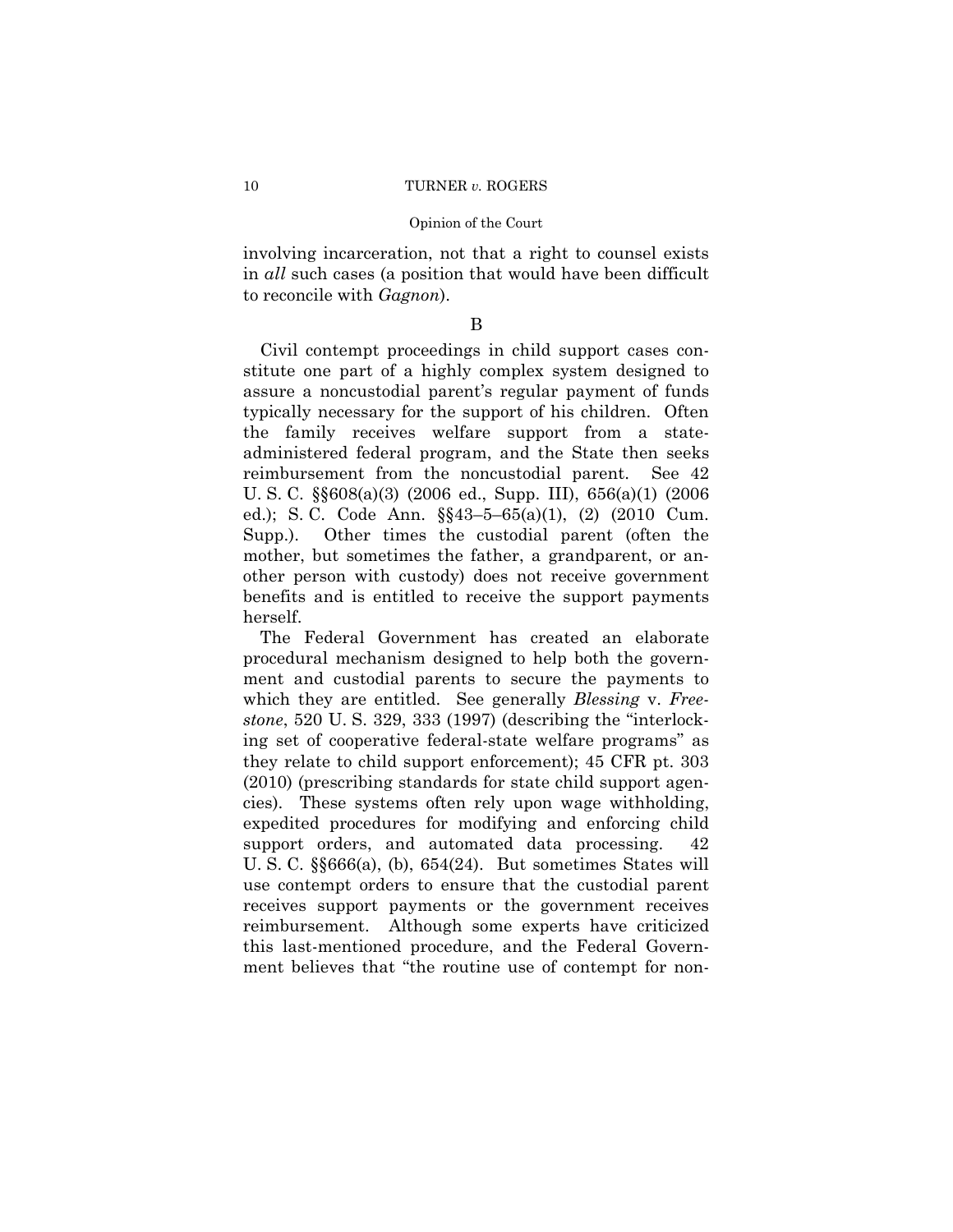involving incarceration, not that a right to counsel exists in *all* such cases (a position that would have been difficult to reconcile with *Gagnon*).

## B

Civil contempt proceedings in child support cases constitute one part of a highly complex system designed to assure a noncustodial parent's regular payment of funds typically necessary for the support of his children. Often the family receives welfare support from a state-administered federal program, and the State then seeks reimbursement from the noncustodial parent. See 42 U. S. C. §§608(a)(3) (2006 ed., Supp. III), 656(a)(1) (2006 ed.); S. C. Code Ann. §§43–5–65(a)(1), (2) (2010 Cum. Supp.). Other times the custodial parent (often the mother, but sometimes the father, a grandparent, or another person with custody) does not receive government benefits and is entitled to receive the support payments herself.

The Federal Government has created an elaborate procedural mechanism designed to help both the government and custodial parents to secure the payments to which they are entitled. See generally *Blessing* v. *Freestone*, 520 U. S. 329, 333 (1997) (describing the "interlocking set of cooperative federal-state welfare programs" as they relate to child support enforcement); 45 CFR pt. 303 (2010) (prescribing standards for state child support agencies). These systems often rely upon wage withholding, expedited procedures for modifying and enforcing child support orders, and automated data processing. 42 U. S. C. §§666(a), (b), 654(24). But sometimes States will use contempt orders to ensure that the custodial parent receives support payments or the government receives reimbursement. Although some experts have criticized this last-mentioned procedure, and the Federal Government believes that "the routine use of contempt for non-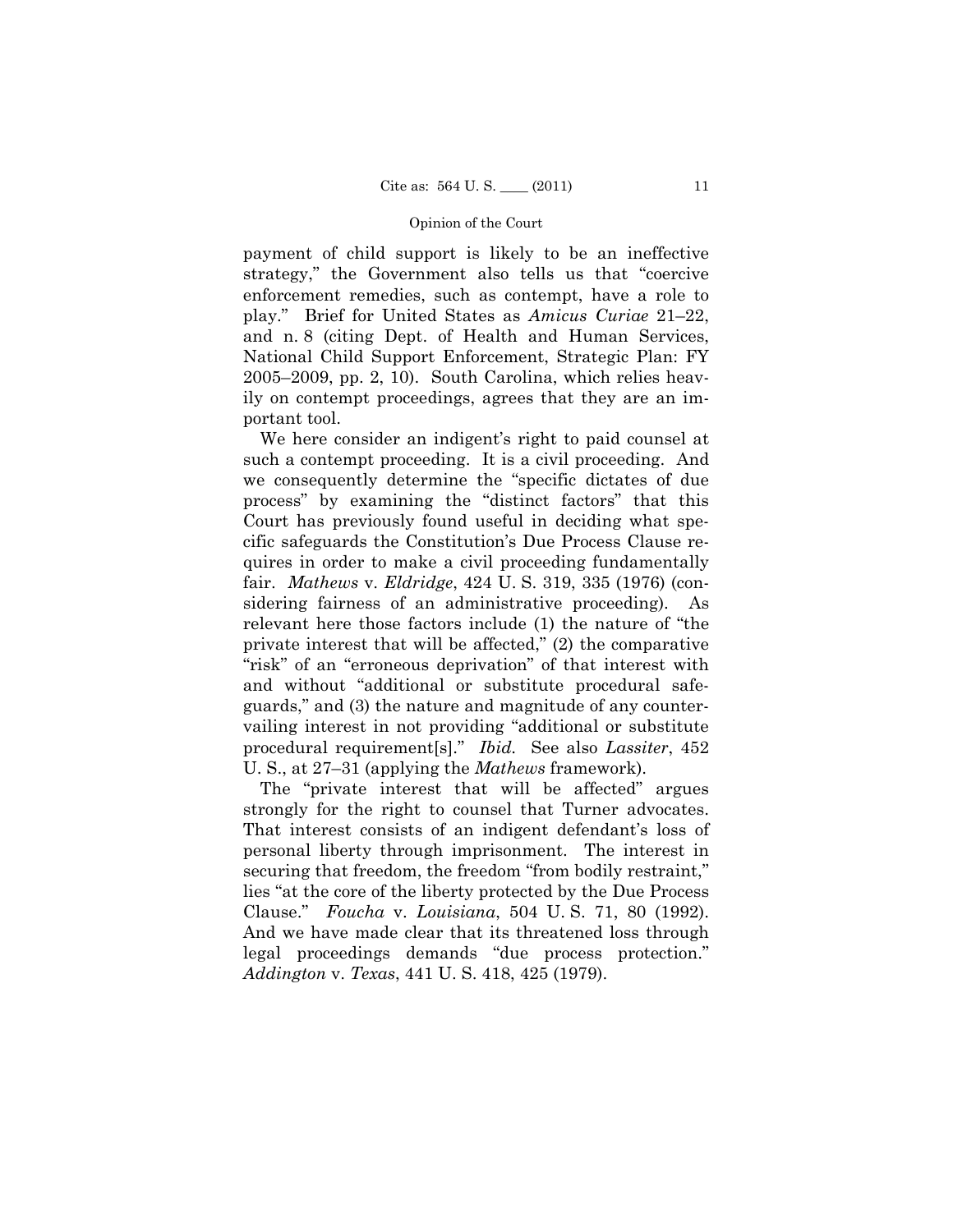payment of child support is likely to be an ineffective strategy," the Government also tells us that "coercive enforcement remedies, such as contempt, have a role to play." Brief for United States as *Amicus Curiae* 21–22, and n. 8 (citing Dept. of Health and Human Services, National Child Support Enforcement, Strategic Plan: FY 2005–2009, pp. 2, 10). South Carolina, which relies heavily on contempt proceedings, agrees that they are an important tool.

We here consider an indigent's right to paid counsel at such a contempt proceeding. It is a civil proceeding. And we consequently determine the "specific dictates of due process" by examining the "distinct factors" that this Court has previously found useful in deciding what specific safeguards the Constitution's Due Process Clause requires in order to make a civil proceeding fundamentally fair. *Mathews* v. *Eldridge*, 424 U. S. 319, 335 (1976) (considering fairness of an administrative proceeding). As relevant here those factors include (1) the nature of "the private interest that will be affected," (2) the comparative "risk" of an "erroneous deprivation" of that interest with and without "additional or substitute procedural safeguards," and (3) the nature and magnitude of any countervailing interest in not providing "additional or substitute procedural requirement[s]." *Ibid.* See also *Lassiter*, 452 U. S., at 27–31 (applying the *Mathews* framework).

The "private interest that will be affected" argues strongly for the right to counsel that Turner advocates. That interest consists of an indigent defendant's loss of personal liberty through imprisonment. The interest in securing that freedom, the freedom "from bodily restraint," lies "at the core of the liberty protected by the Due Process Clause." *Foucha* v. *Louisiana*, 504 U. S. 71, 80 (1992). And we have made clear that its threatened loss through legal proceedings demands "due process protection." *Addington* v. *Texas*, 441 U. S. 418, 425 (1979).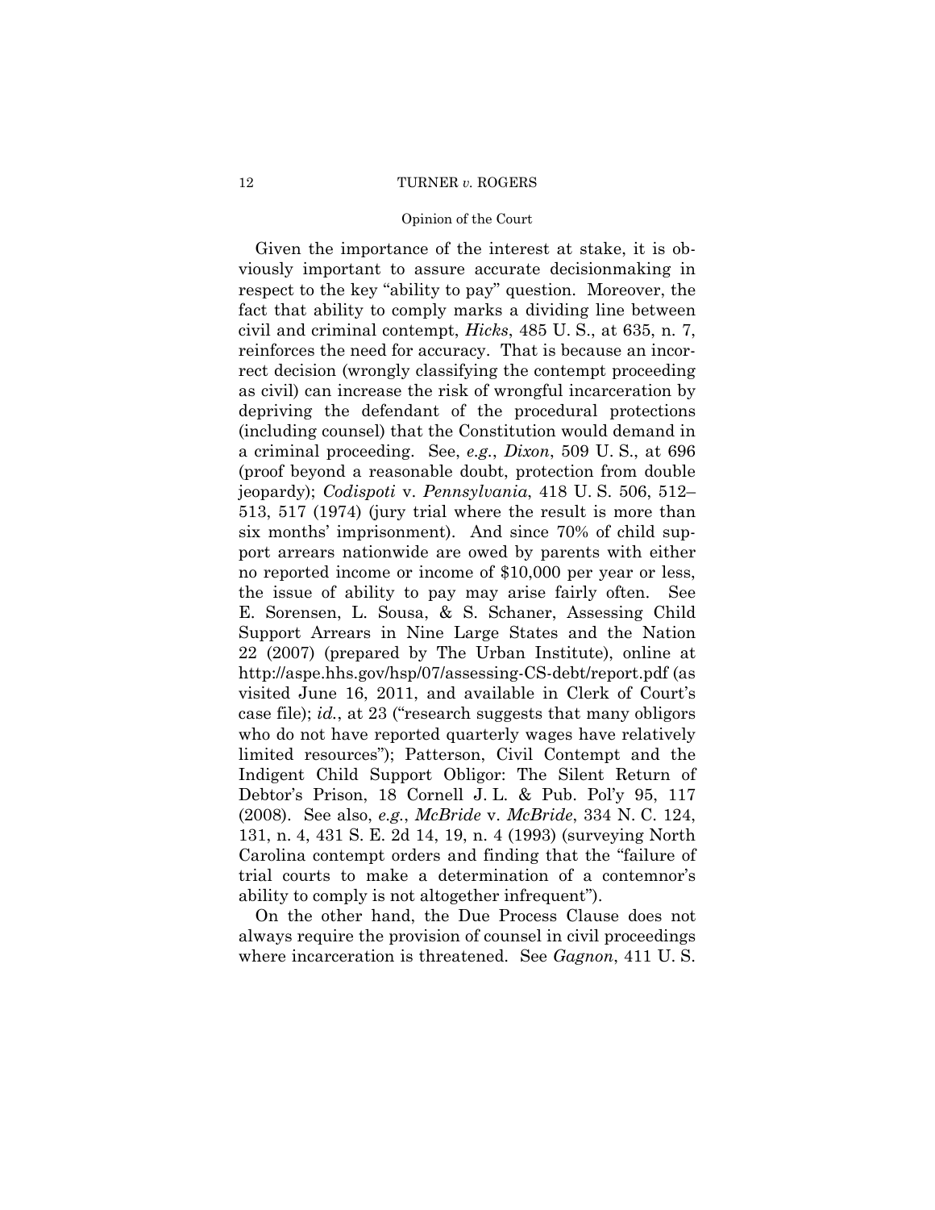Given the importance of the interest at stake, it is obviously important to assure accurate decisionmaking in respect to the key "ability to pay" question. Moreover, the fact that ability to comply marks a dividing line between civil and criminal contempt, *Hicks*, 485 U. S., at 635, n. 7, reinforces the need for accuracy. That is because an incorrect decision (wrongly classifying the contempt proceeding as civil) can increase the risk of wrongful incarceration by depriving the defendant of the procedural protections (including counsel) that the Constitution would demand in a criminal proceeding. See, *e.g.*, *Dixon*, 509 U. S., at 696 (proof beyond a reasonable doubt, protection from double jeopardy); *Codispoti* v. *Pennsylvania*, 418 U. S. 506, 512–513, 517 (1974) (jury trial where the result is more than six months' imprisonment). And since 70% of child support arrears nationwide are owed by parents with either no reported income or income of $10,000 per year or less, the issue of ability to pay may arise fairly often. See E. Sorensen, L. Sousa, & S. Schaner, Assessing Child Support Arrears in Nine Large States and the Nation 22 (2007) (prepared by The Urban Institute), online at http://aspe.hhs.gov/hsp/07/assessing-CS-debt/report.pdf (as visited June 16, 2011, and available in Clerk of Court's case file); *id.*, at 23 ("research suggests that many obligors who do not have reported quarterly wages have relatively limited resources"); Patterson, Civil Contempt and the Indigent Child Support Obligor: The Silent Return of Debtor's Prison, 18 Cornell J. L. & Pub. Pol'y 95, 117 (2008). See also, *e.g.*, *McBride* v. *McBride*, 334 N. C. 124, 131, n. 4, 431 S. E. 2d 14, 19, n. 4 (1993) (surveying North Carolina contempt orders and finding that the "failure of trial courts to make a determination of a contemnor's ability to comply is not altogether infrequent").

On the other hand, the Due Process Clause does not always require the provision of counsel in civil proceedings where incarceration is threatened. See *Gagnon*, 411 U. S.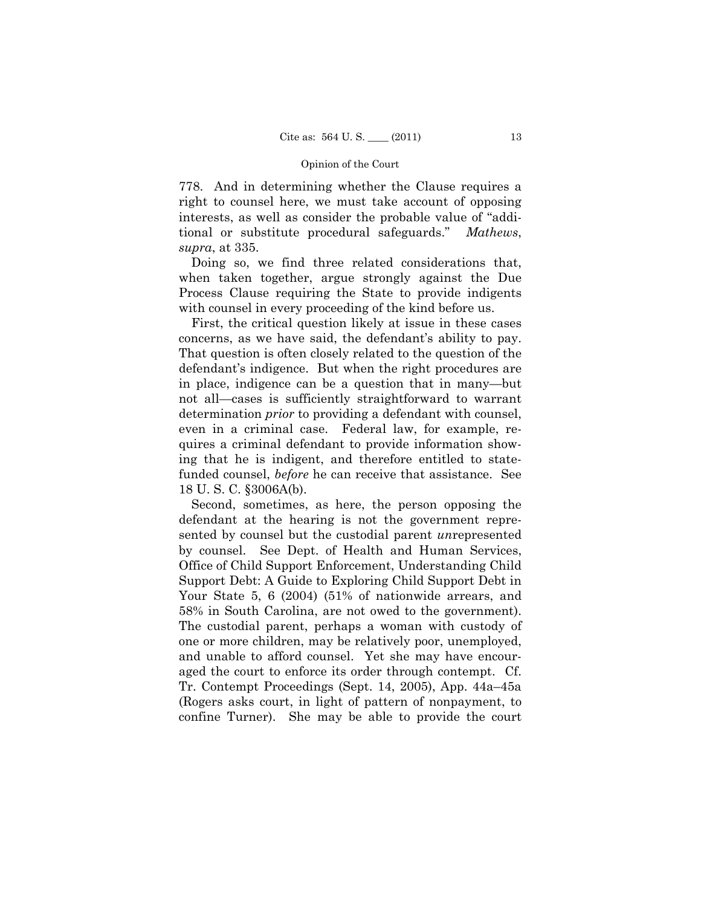778. And in determining whether the Clause requires a right to counsel here, we must take account of opposing interests, as well as consider the probable value of "additional or substitute procedural safeguards." *Mathews*, *supra*, at 335.

Doing so, we find three related considerations that, when taken together, argue strongly against the Due Process Clause requiring the State to provide indigents with counsel in every proceeding of the kind before us.

First, the critical question likely at issue in these cases concerns, as we have said, the defendant's ability to pay. That question is often closely related to the question of the defendant's indigence. But when the right procedures are in place, indigence can be a question that in many—but not all—cases is sufficiently straightforward to warrant determination *prior* to providing a defendant with counsel, even in a criminal case. Federal law, for example, requires a criminal defendant to provide information showing that he is indigent, and therefore entitled to state-funded counsel, *before* he can receive that assistance. See 18 U. S. C. §3006A(b).

Second, sometimes, as here, the person opposing the defendant at the hearing is not the government represented by counsel but the custodial parent *un*represented by counsel. See Dept. of Health and Human Services, Office of Child Support Enforcement, Understanding Child Support Debt: A Guide to Exploring Child Support Debt in Your State 5, 6 (2004) (51% of nationwide arrears, and 58% in South Carolina, are not owed to the government). The custodial parent, perhaps a woman with custody of one or more children, may be relatively poor, unemployed, and unable to afford counsel. Yet she may have encouraged the court to enforce its order through contempt. Cf. Tr. Contempt Proceedings (Sept. 14, 2005), App. 44a–45a (Rogers asks court, in light of pattern of nonpayment, to confine Turner). She may be able to provide the court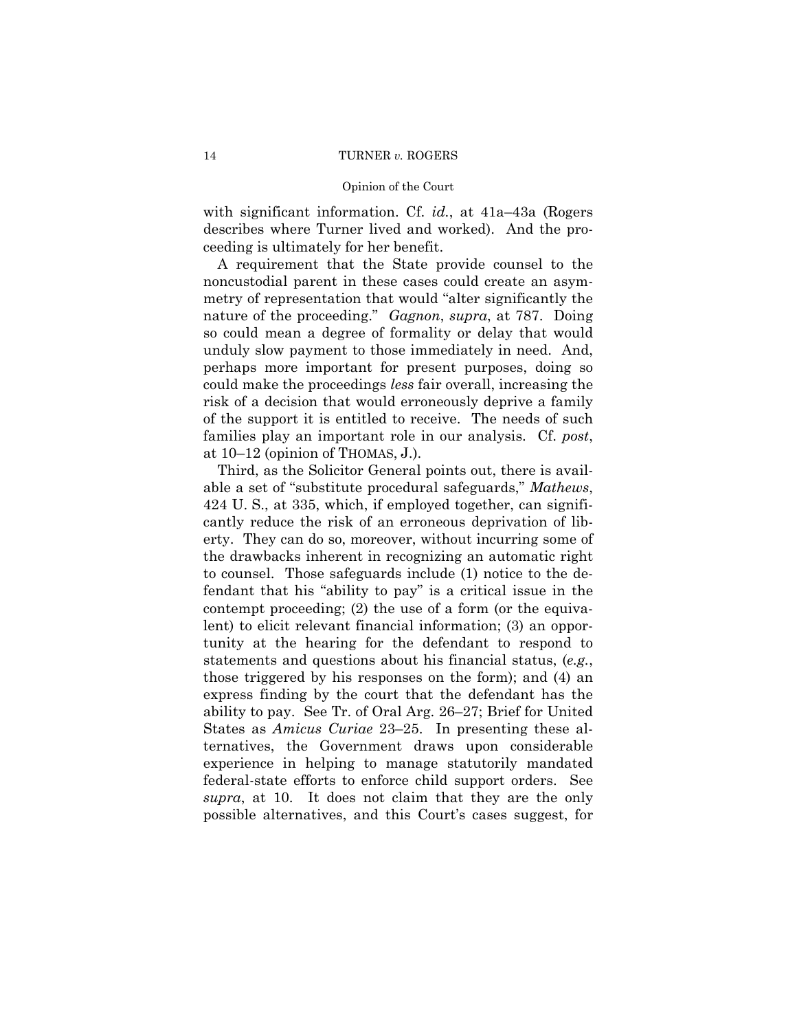with significant information. Cf. *id.*, at 41a–43a (Rogers describes where Turner lived and worked). And the proceeding is ultimately for her benefit.

A requirement that the State provide counsel to the noncustodial parent in these cases could create an asymmetry of representation that would "alter significantly the nature of the proceeding." *Gagnon*, *supra*, at 787. Doing so could mean a degree of formality or delay that would unduly slow payment to those immediately in need. And, perhaps more important for present purposes, doing so could make the proceedings *less* fair overall, increasing the risk of a decision that would erroneously deprive a family of the support it is entitled to receive. The needs of such families play an important role in our analysis. Cf. *post*, at 10–12 (opinion of THOMAS, J.).

Third, as the Solicitor General points out, there is available a set of "substitute procedural safeguards," *Mathews*, 424 U. S., at 335, which, if employed together, can significantly reduce the risk of an erroneous deprivation of liberty. They can do so, moreover, without incurring some of the drawbacks inherent in recognizing an automatic right to counsel. Those safeguards include (1) notice to the defendant that his "ability to pay" is a critical issue in the contempt proceeding; (2) the use of a form (or the equivalent) to elicit relevant financial information; (3) an opportunity at the hearing for the defendant to respond to statements and questions about his financial status, (*e.g.*, those triggered by his responses on the form); and (4) an express finding by the court that the defendant has the ability to pay. See Tr. of Oral Arg. 26–27; Brief for United States as *Amicus Curiae* 23–25. In presenting these alternatives, the Government draws upon considerable experience in helping to manage statutorily mandated federal-state efforts to enforce child support orders. See *supra*, at 10. It does not claim that they are the only possible alternatives, and this Court's cases suggest, for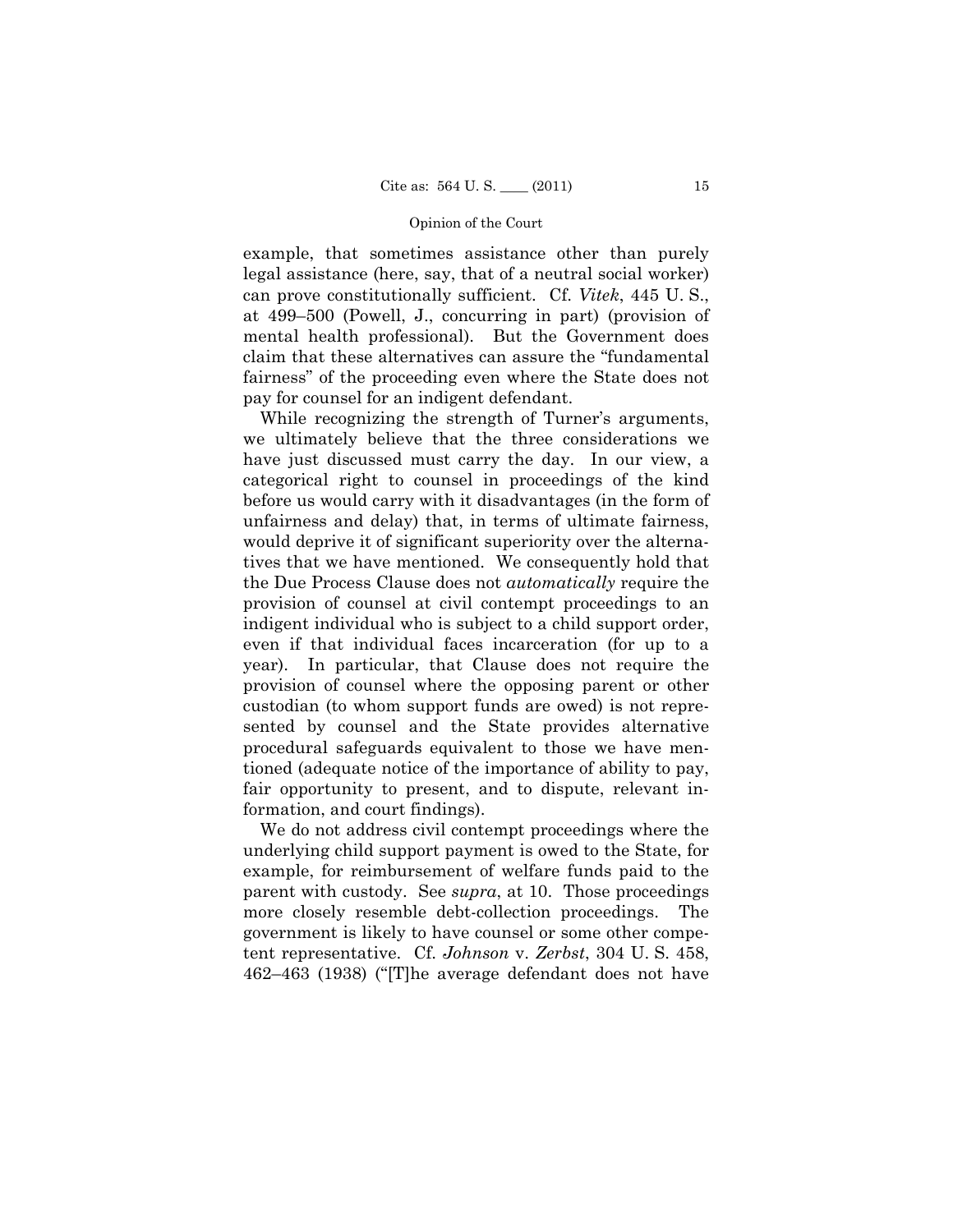example, that sometimes assistance other than purely legal assistance (here, say, that of a neutral social worker) can prove constitutionally sufficient. Cf. *Vitek*, 445 U. S., at 499–500 (Powell, J., concurring in part) (provision of mental health professional). But the Government does claim that these alternatives can assure the "fundamental fairness" of the proceeding even where the State does not pay for counsel for an indigent defendant.

While recognizing the strength of Turner's arguments, we ultimately believe that the three considerations we have just discussed must carry the day. In our view, a categorical right to counsel in proceedings of the kind before us would carry with it disadvantages (in the form of unfairness and delay) that, in terms of ultimate fairness, would deprive it of significant superiority over the alternatives that we have mentioned. We consequently hold that the Due Process Clause does not *automatically* require the provision of counsel at civil contempt proceedings to an indigent individual who is subject to a child support order, even if that individual faces incarceration (for up to a year). In particular, that Clause does not require the provision of counsel where the opposing parent or other custodian (to whom support funds are owed) is not represented by counsel and the State provides alternative procedural safeguards equivalent to those we have mentioned (adequate notice of the importance of ability to pay, fair opportunity to present, and to dispute, relevant information, and court findings).

We do not address civil contempt proceedings where the underlying child support payment is owed to the State, for example, for reimbursement of welfare funds paid to the parent with custody. See *supra*, at 10. Those proceedings more closely resemble debt-collection proceedings. The government is likely to have counsel or some other competent representative. Cf. *Johnson* v. *Zerbst*, 304 U. S. 458, 462–463 (1938) ("[T]he average defendant does not have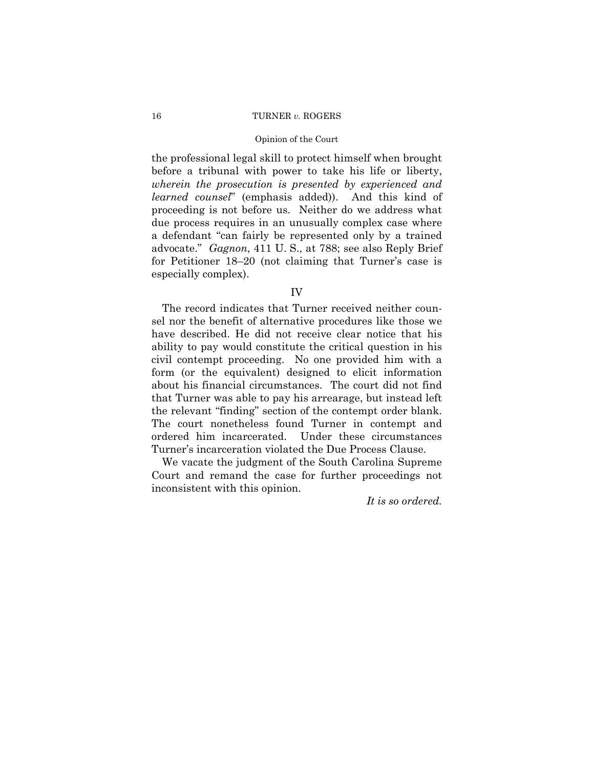the professional legal skill to protect himself when brought before a tribunal with power to take his life or liberty, *wherein the prosecution is presented by experienced and learned counsel*" (emphasis added)). And this kind of proceeding is not before us. Neither do we address what due process requires in an unusually complex case where a defendant "can fairly be represented only by a trained advocate." *Gagnon*, 411 U. S., at 788; see also Reply Brief for Petitioner 18–20 (not claiming that Turner's case is especially complex).

IV

The record indicates that Turner received neither counsel nor the benefit of alternative procedures like those we have described. He did not receive clear notice that his ability to pay would constitute the critical question in his civil contempt proceeding. No one provided him with a form (or the equivalent) designed to elicit information about his financial circumstances. The court did not find that Turner was able to pay his arrearage, but instead left the relevant "finding" section of the contempt order blank. The court nonetheless found Turner in contempt and ordered him incarcerated. Under these circumstances Turner's incarceration violated the Due Process Clause.

We vacate the judgment of the South Carolina Supreme Court and remand the case for further proceedings not inconsistent with this opinion.

*It is so ordered.*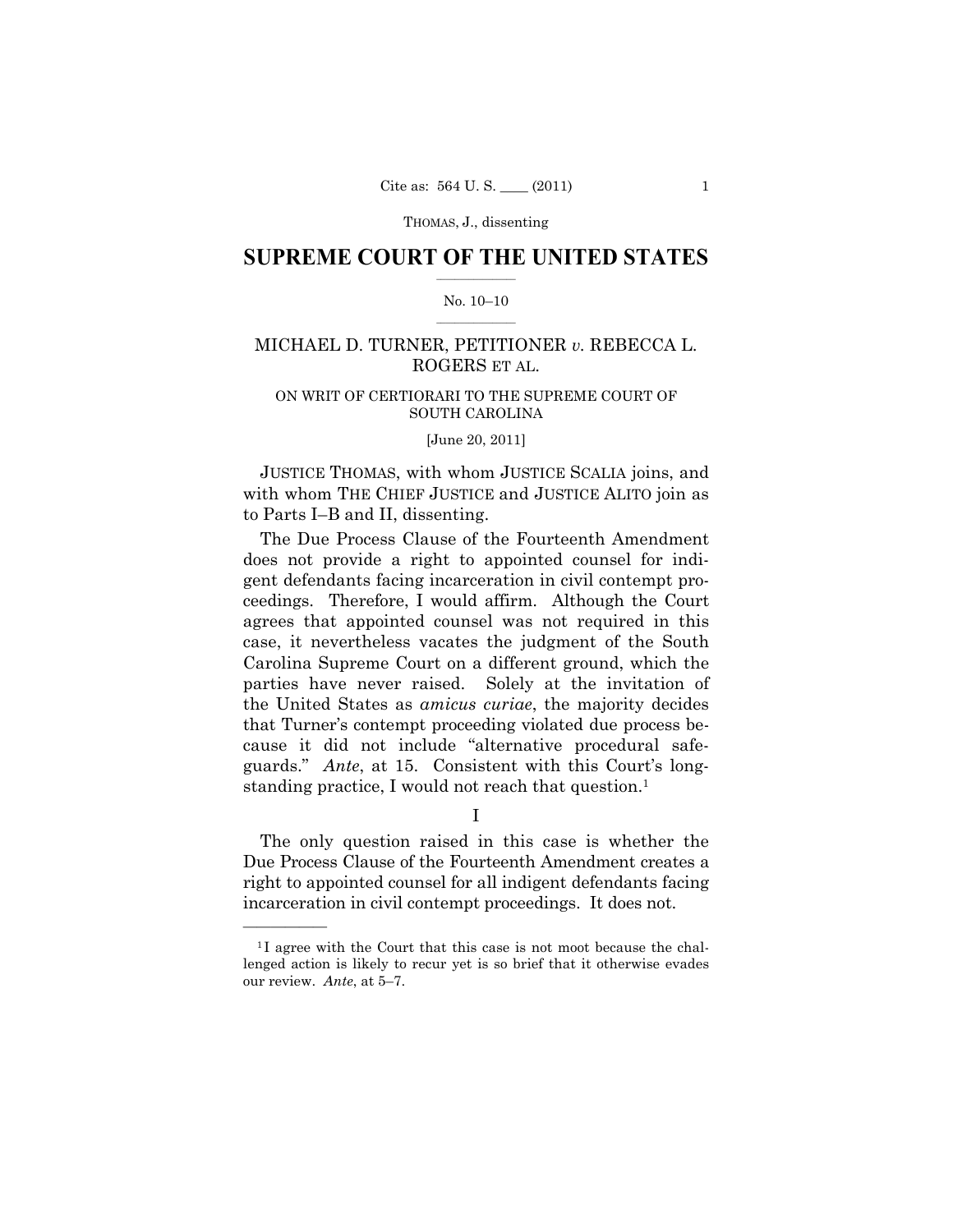# SUPREME COURT OF THE UNITED STATES

No. 10–10

MICHAEL D. TURNER, PETITIONER *v.* REBECCA L. ROGERS ET AL.

ON WRIT OF CERTIORARI TO THE SUPREME COURT OF SOUTH CAROLINA

[June 20, 2011]

JUSTICE THOMAS, with whom JUSTICE SCALIA joins, and with whom THE CHIEF JUSTICE and JUSTICE ALITO join as to Parts I–B and II, dissenting.

The Due Process Clause of the Fourteenth Amendment does not provide a right to appointed counsel for indigent defendants facing incarceration in civil contempt proceedings. Therefore, I would affirm. Although the Court agrees that appointed counsel was not required in this case, it nevertheless vacates the judgment of the South Carolina Supreme Court on a different ground, which the parties have never raised. Solely at the invitation of the United States as *amicus curiae*, the majority decides that Turner's contempt proceeding violated due process because it did not include "alternative procedural safeguards." *Ante*, at 15. Consistent with this Court's longstanding practice, I would not reach that question.[1]

## I

The only question raised in this case is whether the Due Process Clause of the Fourteenth Amendment creates a right to appointed counsel for all indigent defendants facing incarceration in civil contempt proceedings. It does not.

---

[1] I agree with the Court that this case is not moot because the challenged action is likely to recur yet is so brief that it otherwise evades our review. *Ante*, at 5–7.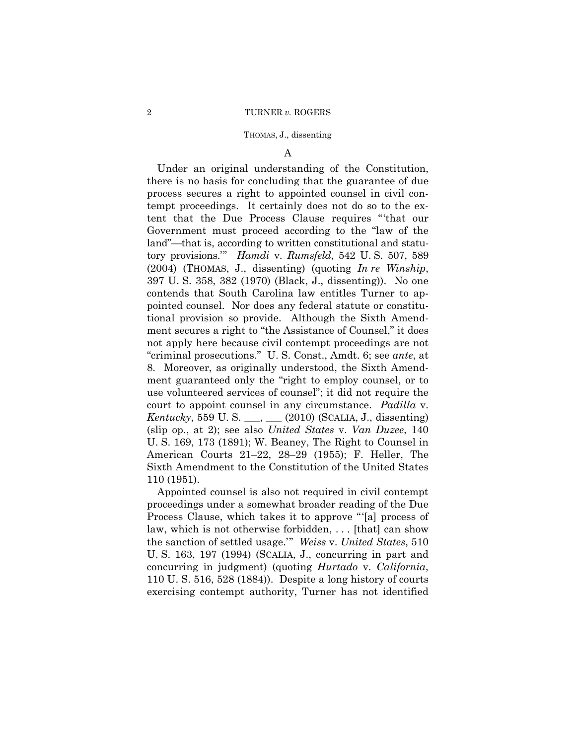A

Under an original understanding of the Constitution, there is no basis for concluding that the guarantee of due process secures a right to appointed counsel in civil contempt proceedings. It certainly does not do so to the extent that the Due Process Clause requires "'that our Government must proceed according to the "law of the land"—that is, according to written constitutional and statutory provisions.'" *Hamdi* v. *Rumsfeld*, 542 U. S. 507, 589 (2004) (THOMAS, J., dissenting) (quoting *In re Winship*, 397 U. S. 358, 382 (1970) (Black, J., dissenting)). No one contends that South Carolina law entitles Turner to appointed counsel. Nor does any federal statute or constitutional provision so provide. Although the Sixth Amendment secures a right to "the Assistance of Counsel," it does not apply here because civil contempt proceedings are not "criminal prosecutions." U. S. Const., Amdt. 6; see *ante*, at 8. Moreover, as originally understood, the Sixth Amendment guaranteed only the "right to employ counsel, or to use volunteered services of counsel"; it did not require the court to appoint counsel in any circumstance. *Padilla* v. *Kentucky*, 559 U. S. ___, ___ (2010) (SCALIA, J., dissenting) (slip op., at 2); see also *United States* v. *Van Duzee*, 140 U. S. 169, 173 (1891); W. Beaney, The Right to Counsel in American Courts 21–22, 28–29 (1955); F. Heller, The Sixth Amendment to the Constitution of the United States 110 (1951).

Appointed counsel is also not required in civil contempt proceedings under a somewhat broader reading of the Due Process Clause, which takes it to approve "'[a] process of law, which is not otherwise forbidden, . . . [that] can show the sanction of settled usage.'" *Weiss* v. *United States*, 510 U. S. 163, 197 (1994) (SCALIA, J., concurring in part and concurring in judgment) (quoting *Hurtado* v. *California*, 110 U. S. 516, 528 (1884)). Despite a long history of courts exercising contempt authority, Turner has not identified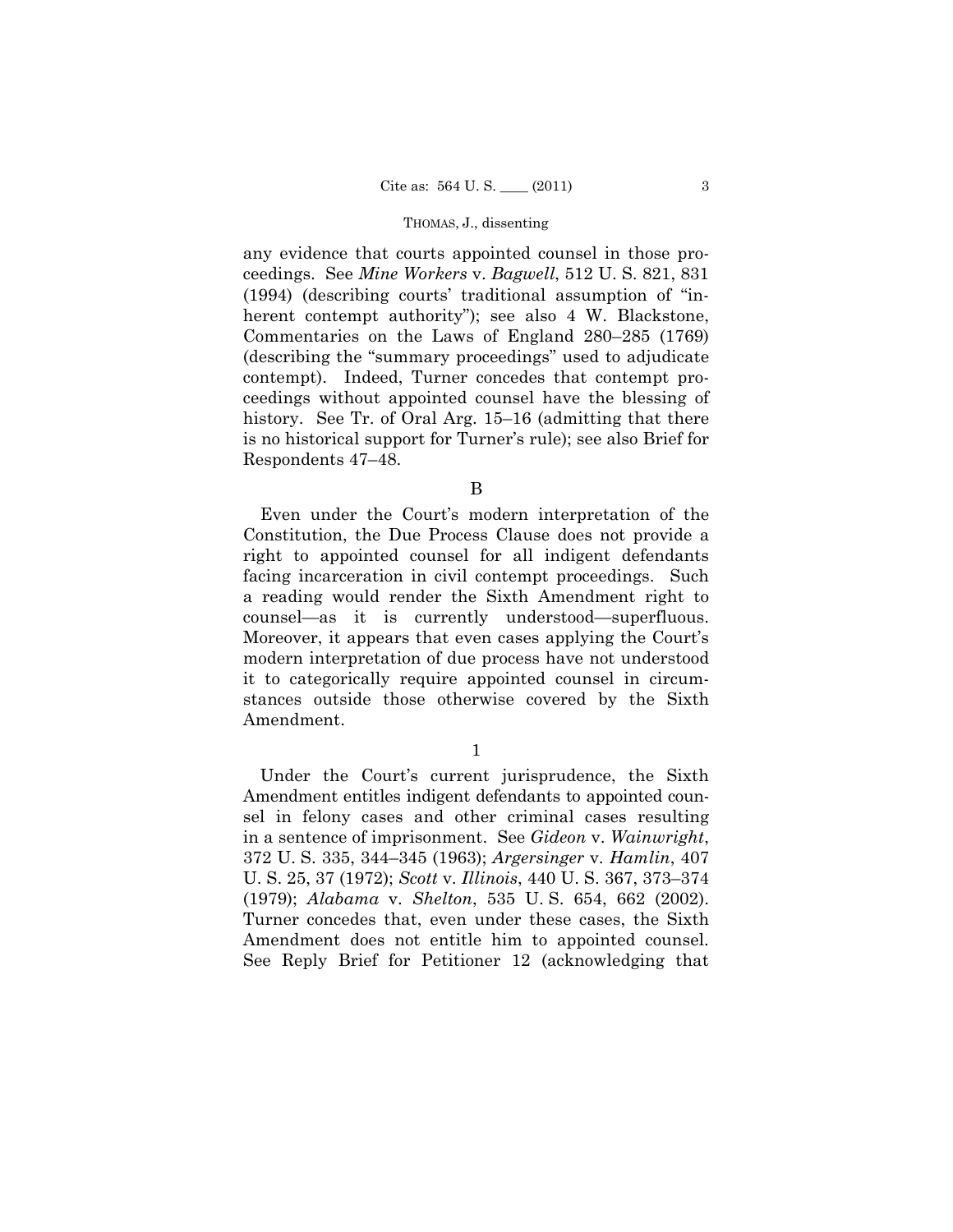any evidence that courts appointed counsel in those proceedings. See *Mine Workers* v. *Bagwell*, 512 U. S. 821, 831 (1994) (describing courts' traditional assumption of "inherent contempt authority"); see also 4 W. Blackstone, Commentaries on the Laws of England 280–285 (1769) (describing the "summary proceedings" used to adjudicate contempt). Indeed, Turner concedes that contempt proceedings without appointed counsel have the blessing of history. See Tr. of Oral Arg. 15–16 (admitting that there is no historical support for Turner's rule); see also Brief for Respondents 47–48.

### B

Even under the Court's modern interpretation of the Constitution, the Due Process Clause does not provide a right to appointed counsel for all indigent defendants facing incarceration in civil contempt proceedings. Such a reading would render the Sixth Amendment right to counsel—as it is currently understood—superfluous. Moreover, it appears that even cases applying the Court's modern interpretation of due process have not understood it to categorically require appointed counsel in circumstances outside those otherwise covered by the Sixth Amendment.

#### 1

Under the Court's current jurisprudence, the Sixth Amendment entitles indigent defendants to appointed counsel in felony cases and other criminal cases resulting in a sentence of imprisonment. See *Gideon* v. *Wainwright*, 372 U. S. 335, 344–345 (1963); *Argersinger* v. *Hamlin*, 407 U. S. 25, 37 (1972); *Scott* v. *Illinois*, 440 U. S. 367, 373–374 (1979); *Alabama* v. *Shelton*, 535 U. S. 654, 662 (2002). Turner concedes that, even under these cases, the Sixth Amendment does not entitle him to appointed counsel. See Reply Brief for Petitioner 12 (acknowledging that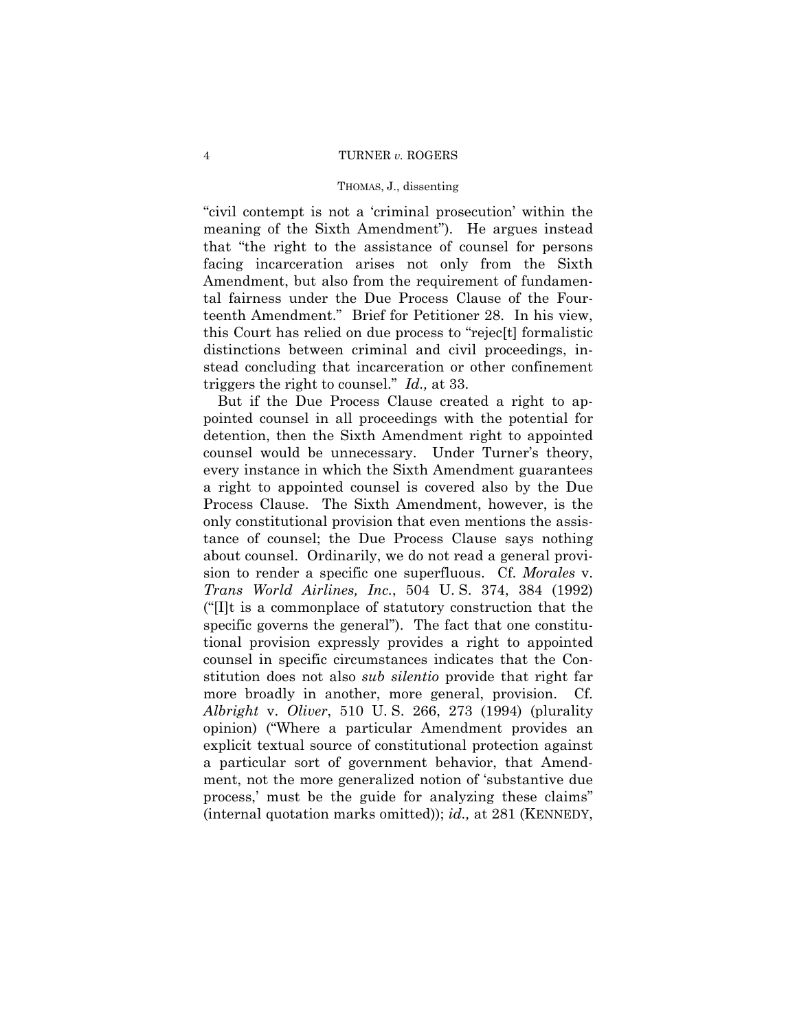"civil contempt is not a 'criminal prosecution' within the meaning of the Sixth Amendment"). He argues instead that "the right to the assistance of counsel for persons facing incarceration arises not only from the Sixth Amendment, but also from the requirement of fundamental fairness under the Due Process Clause of the Fourteenth Amendment." Brief for Petitioner 28. In his view, this Court has relied on due process to "rejec[t] formalistic distinctions between criminal and civil proceedings, instead concluding that incarceration or other confinement triggers the right to counsel." *Id.,* at 33.

But if the Due Process Clause created a right to appointed counsel in all proceedings with the potential for detention, then the Sixth Amendment right to appointed counsel would be unnecessary. Under Turner's theory, every instance in which the Sixth Amendment guarantees a right to appointed counsel is covered also by the Due Process Clause. The Sixth Amendment, however, is the only constitutional provision that even mentions the assistance of counsel; the Due Process Clause says nothing about counsel. Ordinarily, we do not read a general provision to render a specific one superfluous. Cf. *Morales* v. *Trans World Airlines, Inc.*, 504 U. S. 374, 384 (1992) ("[I]t is a commonplace of statutory construction that the specific governs the general"). The fact that one constitutional provision expressly provides a right to appointed counsel in specific circumstances indicates that the Constitution does not also *sub silentio* provide that right far more broadly in another, more general, provision. Cf. *Albright* v. *Oliver*, 510 U. S. 266, 273 (1994) (plurality opinion) ("Where a particular Amendment provides an explicit textual source of constitutional protection against a particular sort of government behavior, that Amendment, not the more generalized notion of 'substantive due process,' must be the guide for analyzing these claims" (internal quotation marks omitted)); *id.,* at 281 (KENNEDY,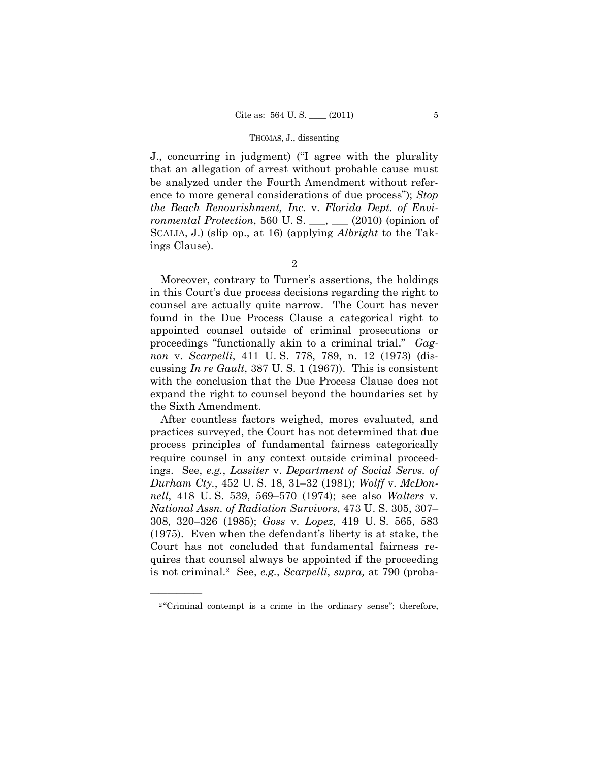J., concurring in judgment) ("I agree with the plurality that an allegation of arrest without probable cause must be analyzed under the Fourth Amendment without reference to more general considerations of due process"); *Stop the Beach Renourishment, Inc.* v. *Florida Dept. of Environmental Protection*, 560 U. S. ___, ___ (2010) (opinion of SCALIA, J.) (slip op., at 16) (applying *Albright* to the Takings Clause).

2

Moreover, contrary to Turner's assertions, the holdings in this Court's due process decisions regarding the right to counsel are actually quite narrow. The Court has never found in the Due Process Clause a categorical right to appointed counsel outside of criminal prosecutions or proceedings "functionally akin to a criminal trial." *Gagnon* v. *Scarpelli*, 411 U. S. 778, 789, n. 12 (1973) (discussing *In re Gault*, 387 U. S. 1 (1967)). This is consistent with the conclusion that the Due Process Clause does not expand the right to counsel beyond the boundaries set by the Sixth Amendment.

After countless factors weighed, mores evaluated, and practices surveyed, the Court has not determined that due process principles of fundamental fairness categorically require counsel in any context outside criminal proceedings. See, *e.g.*, *Lassiter* v. *Department of Social Servs. of Durham Cty.*, 452 U. S. 18, 31–32 (1981); *Wolff* v. *McDonnell*, 418 U. S. 539, 569–570 (1974); see also *Walters* v. *National Assn. of Radiation Survivors*, 473 U. S. 305, 307–308, 320–326 (1985); *Goss* v. *Lopez*, 419 U. S. 565, 583 (1975). Even when the defendant's liberty is at stake, the Court has not concluded that fundamental fairness requires that counsel always be appointed if the proceeding is not criminal.[2] See, *e.g.*, *Scarpelli*, *supra,* at 790 (proba-

---

[2]"Criminal contempt is a crime in the ordinary sense"; therefore,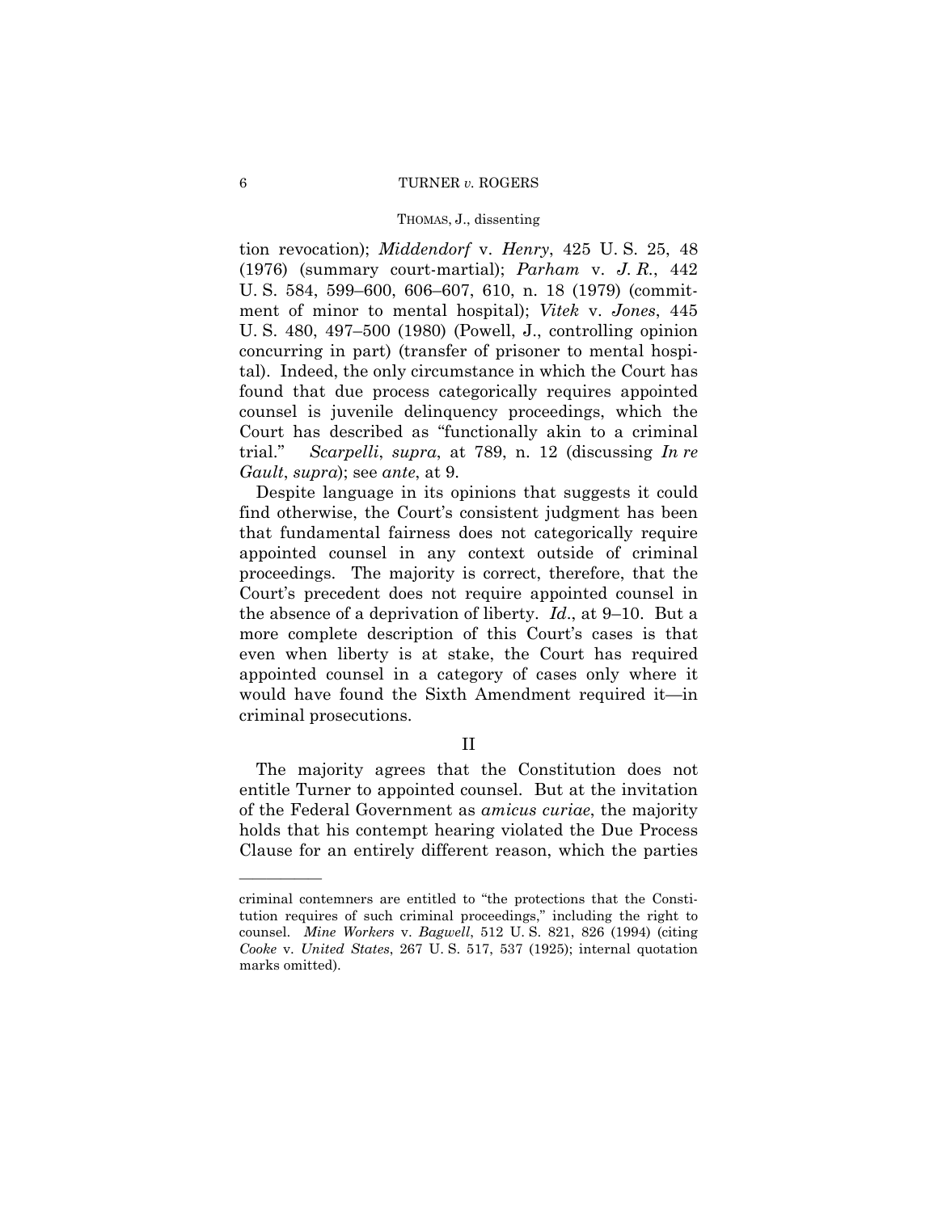tion revocation); *Middendorf* v. *Henry*, 425 U. S. 25, 48 (1976) (summary court-martial); *Parham* v. *J. R.*, 442 U. S. 584, 599–600, 606–607, 610, n. 18 (1979) (commitment of minor to mental hospital); *Vitek* v. *Jones*, 445 U. S. 480, 497–500 (1980) (Powell, J., controlling opinion concurring in part) (transfer of prisoner to mental hospital). Indeed, the only circumstance in which the Court has found that due process categorically requires appointed counsel is juvenile delinquency proceedings, which the Court has described as "functionally akin to a criminal trial." *Scarpelli*, *supra*, at 789, n. 12 (discussing *In re Gault*, *supra*); see *ante*, at 9.

Despite language in its opinions that suggests it could find otherwise, the Court's consistent judgment has been that fundamental fairness does not categorically require appointed counsel in any context outside of criminal proceedings. The majority is correct, therefore, that the Court's precedent does not require appointed counsel in the absence of a deprivation of liberty. *Id*., at 9–10. But a more complete description of this Court's cases is that even when liberty is at stake, the Court has required appointed counsel in a category of cases only where it would have found the Sixth Amendment required it—in criminal prosecutions.

## II

The majority agrees that the Constitution does not entitle Turner to appointed counsel. But at the invitation of the Federal Government as *amicus curiae*, the majority holds that his contempt hearing violated the Due Process Clause for an entirely different reason, which the parties

---

criminal contemners are entitled to "the protections that the Constitution requires of such criminal proceedings," including the right to counsel. *Mine Workers* v. *Bagwell*, 512 U. S. 821, 826 (1994) (citing *Cooke* v. *United States*, 267 U. S. 517, 537 (1925); internal quotation marks omitted).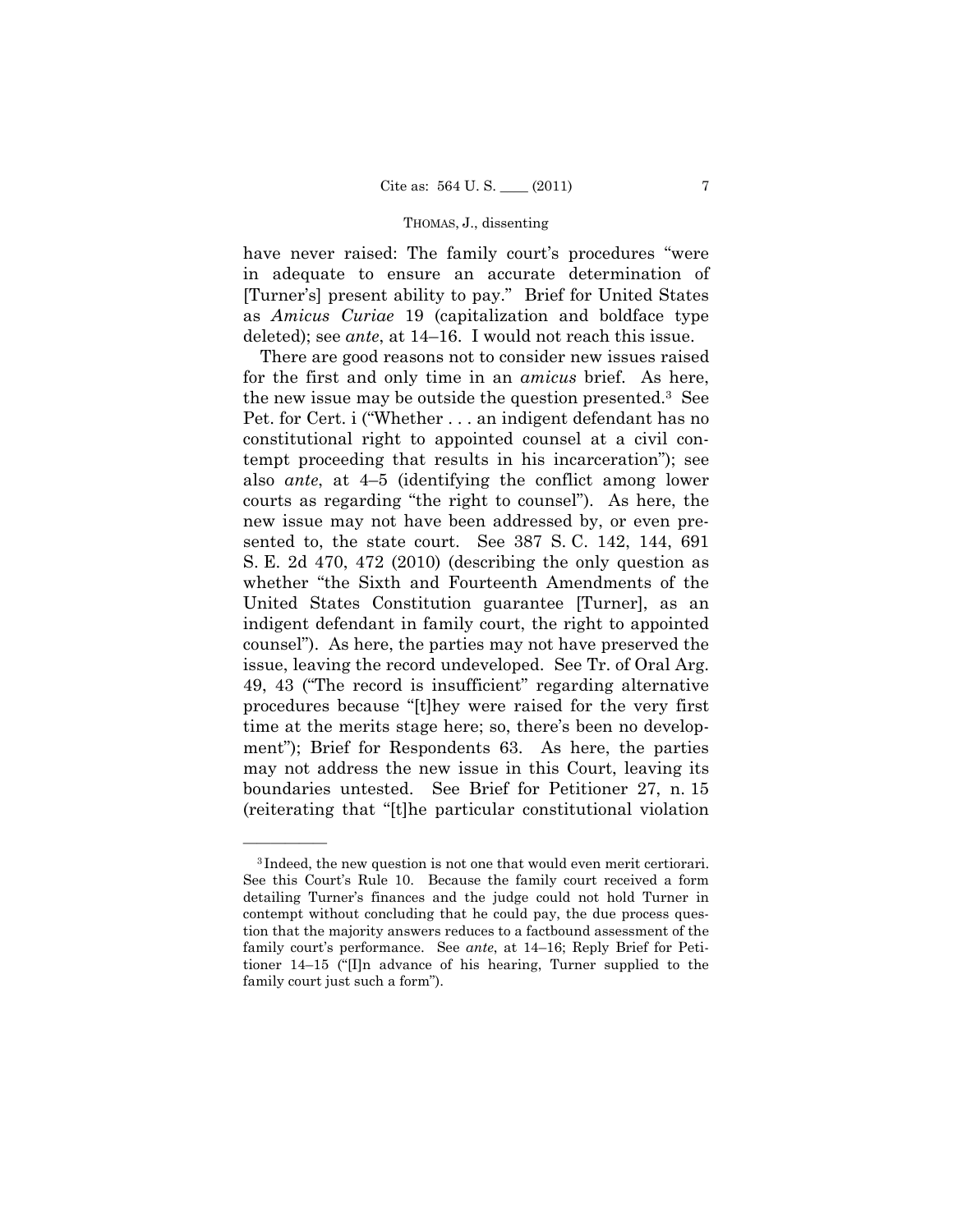have never raised: The family court's procedures "were in adequate to ensure an accurate determination of [Turner's] present ability to pay." Brief for United States as *Amicus Curiae* 19 (capitalization and boldface type deleted); see *ante*, at 14–16. I would not reach this issue.

There are good reasons not to consider new issues raised for the first and only time in an *amicus* brief. As here, the new issue may be outside the question presented.[3] See Pet. for Cert. i ("Whether . . . an indigent defendant has no constitutional right to appointed counsel at a civil contempt proceeding that results in his incarceration"); see also *ante*, at 4–5 (identifying the conflict among lower courts as regarding "the right to counsel"). As here, the new issue may not have been addressed by, or even presented to, the state court. See 387 S. C. 142, 144, 691 S. E. 2d 470, 472 (2010) (describing the only question as whether "the Sixth and Fourteenth Amendments of the United States Constitution guarantee [Turner], as an indigent defendant in family court, the right to appointed counsel"). As here, the parties may not have preserved the issue, leaving the record undeveloped. See Tr. of Oral Arg. 49, 43 ("The record is insufficient" regarding alternative procedures because "[t]hey were raised for the very first time at the merits stage here; so, there's been no development"); Brief for Respondents 63. As here, the parties may not address the new issue in this Court, leaving its boundaries untested. See Brief for Petitioner 27, n. 15 (reiterating that "[t]he particular constitutional violation

---

[3] Indeed, the new question is not one that would even merit certiorari. See this Court's Rule 10. Because the family court received a form detailing Turner's finances and the judge could not hold Turner in contempt without concluding that he could pay, the due process question that the majority answers reduces to a factbound assessment of the family court's performance. See *ante*, at 14–16; Reply Brief for Petitioner 14–15 ("[I]n advance of his hearing, Turner supplied to the family court just such a form").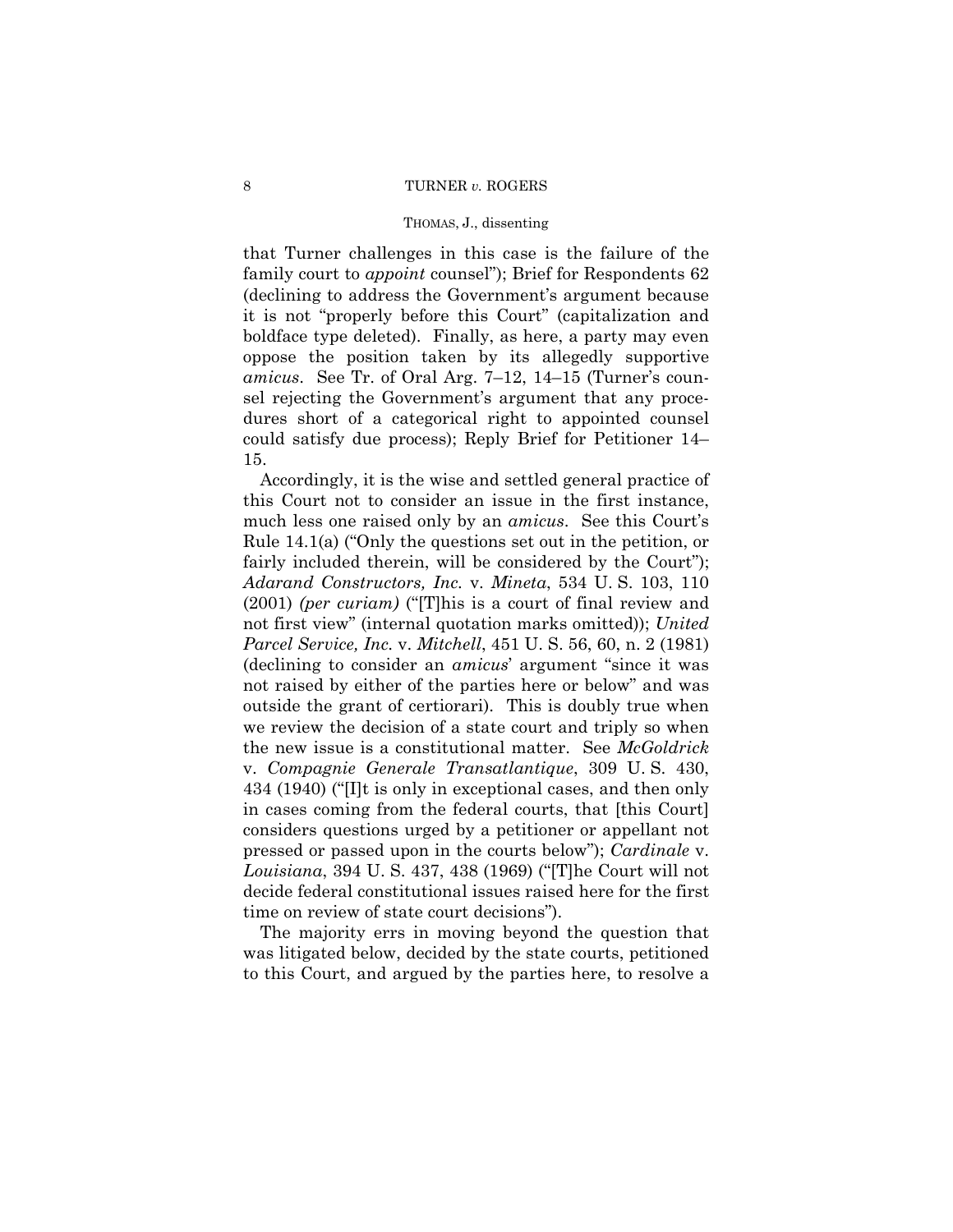that Turner challenges in this case is the failure of the family court to *appoint* counsel"); Brief for Respondents 62 (declining to address the Government's argument because it is not "properly before this Court" (capitalization and boldface type deleted). Finally, as here, a party may even oppose the position taken by its allegedly supportive *amicus*. See Tr. of Oral Arg. 7–12, 14–15 (Turner's counsel rejecting the Government's argument that any procedures short of a categorical right to appointed counsel could satisfy due process); Reply Brief for Petitioner 14–15.

Accordingly, it is the wise and settled general practice of this Court not to consider an issue in the first instance, much less one raised only by an *amicus*. See this Court's Rule 14.1(a) ("Only the questions set out in the petition, or fairly included therein, will be considered by the Court"); *Adarand Constructors, Inc.* v. *Mineta*, 534 U. S. 103, 110 (2001) *(per curiam)* ("[T]his is a court of final review and not first view" (internal quotation marks omitted)); *United Parcel Service, Inc.* v. *Mitchell*, 451 U. S. 56, 60, n. 2 (1981) (declining to consider an *amicus*' argument "since it was not raised by either of the parties here or below" and was outside the grant of certiorari). This is doubly true when we review the decision of a state court and triply so when the new issue is a constitutional matter. See *McGoldrick* v. *Compagnie Generale Transatlantique*, 309 U. S. 430, 434 (1940) ("[I]t is only in exceptional cases, and then only in cases coming from the federal courts, that [this Court] considers questions urged by a petitioner or appellant not pressed or passed upon in the courts below"); *Cardinale* v. *Louisiana*, 394 U. S. 437, 438 (1969) ("[T]he Court will not decide federal constitutional issues raised here for the first time on review of state court decisions").

The majority errs in moving beyond the question that was litigated below, decided by the state courts, petitioned to this Court, and argued by the parties here, to resolve a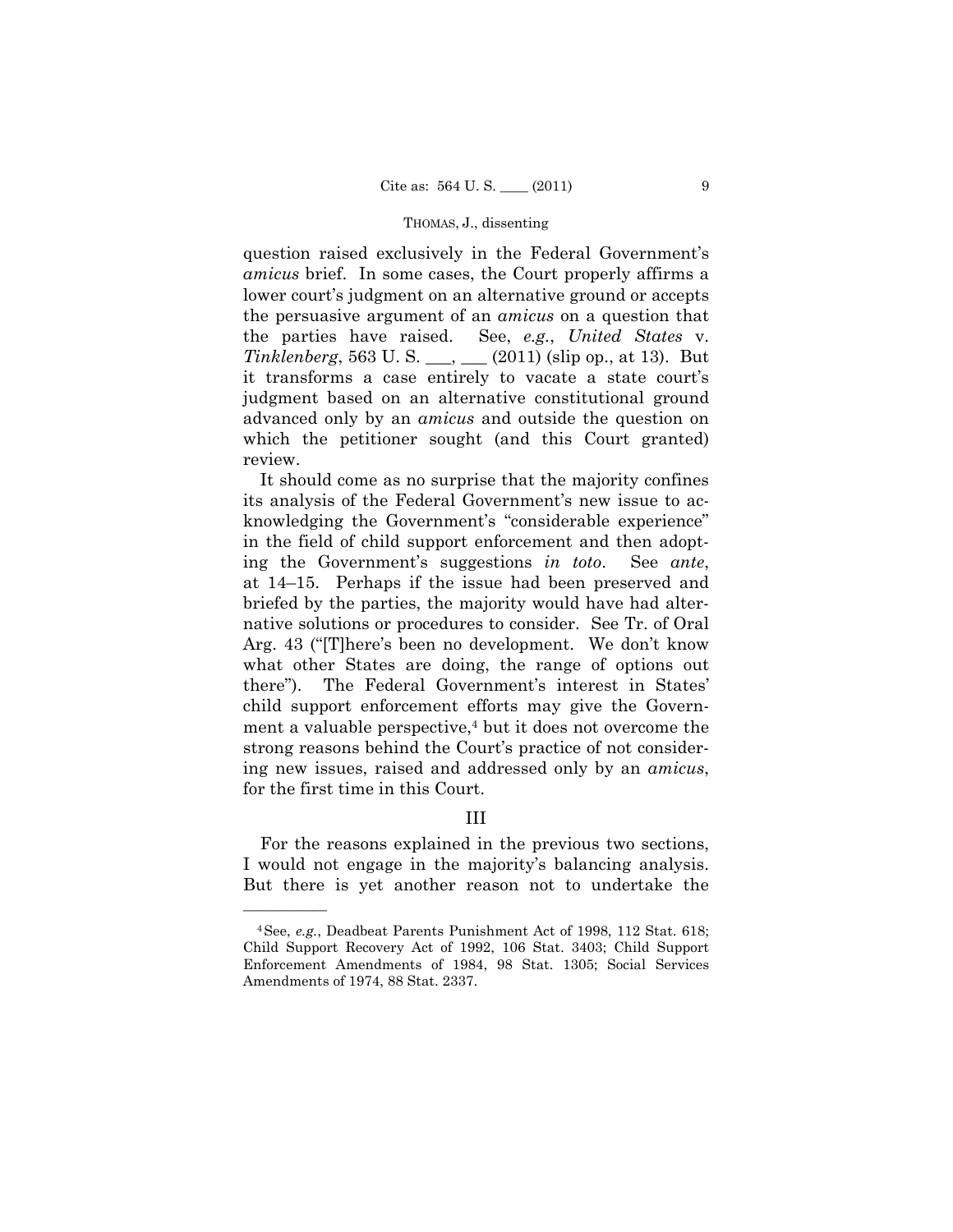question raised exclusively in the Federal Government's *amicus* brief. In some cases, the Court properly affirms a lower court's judgment on an alternative ground or accepts the persuasive argument of an *amicus* on a question that the parties have raised. See, *e.g.*, *United States* v. *Tinklenberg*, 563 U. S. ___, ___ (2011) (slip op., at 13). But it transforms a case entirely to vacate a state court's judgment based on an alternative constitutional ground advanced only by an *amicus* and outside the question on which the petitioner sought (and this Court granted) review.

It should come as no surprise that the majority confines its analysis of the Federal Government's new issue to acknowledging the Government's "considerable experience" in the field of child support enforcement and then adopting the Government's suggestions *in toto*. See *ante*, at 14–15. Perhaps if the issue had been preserved and briefed by the parties, the majority would have had alternative solutions or procedures to consider. See Tr. of Oral Arg. 43 ("[T]here's been no development. We don't know what other States are doing, the range of options out there"). The Federal Government's interest in States' child support enforcement efforts may give the Government a valuable perspective,[4] but it does not overcome the strong reasons behind the Court's practice of not considering new issues, raised and addressed only by an *amicus*, for the first time in this Court.

## III

For the reasons explained in the previous two sections, I would not engage in the majority's balancing analysis. But there is yet another reason not to undertake the

---

[4] See, *e.g.*, Deadbeat Parents Punishment Act of 1998, 112 Stat. 618; Child Support Recovery Act of 1992, 106 Stat. 3403; Child Support Enforcement Amendments of 1984, 98 Stat. 1305; Social Services Amendments of 1974, 88 Stat. 2337.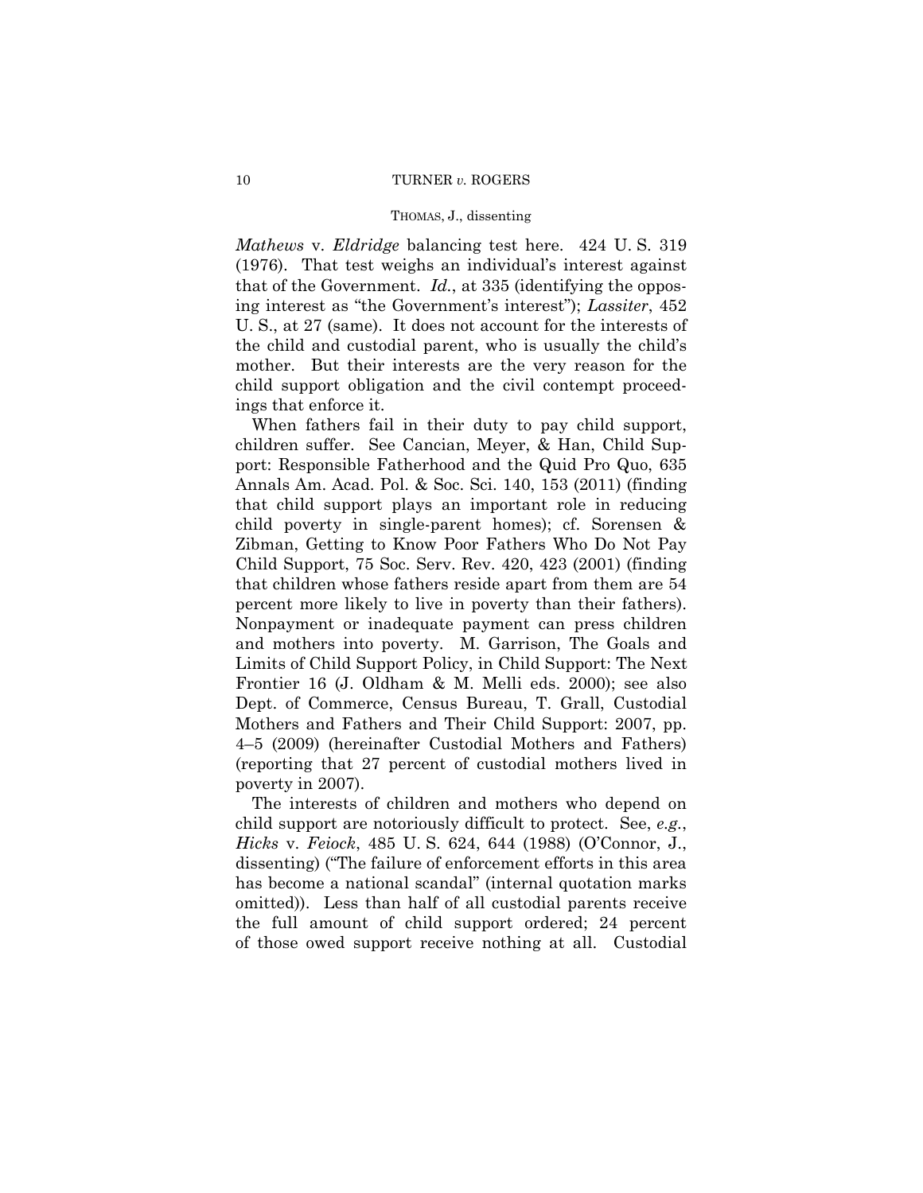*Mathews* v. *Eldridge* balancing test here. 424 U. S. 319 (1976). That test weighs an individual's interest against that of the Government. *Id.*, at 335 (identifying the opposing interest as "the Government's interest"); *Lassiter*, 452 U. S., at 27 (same). It does not account for the interests of the child and custodial parent, who is usually the child's mother. But their interests are the very reason for the child support obligation and the civil contempt proceedings that enforce it.

When fathers fail in their duty to pay child support, children suffer. See Cancian, Meyer, & Han, Child Support: Responsible Fatherhood and the Quid Pro Quo, 635 Annals Am. Acad. Pol. & Soc. Sci. 140, 153 (2011) (finding that child support plays an important role in reducing child poverty in single-parent homes); cf. Sorensen & Zibman, Getting to Know Poor Fathers Who Do Not Pay Child Support, 75 Soc. Serv. Rev. 420, 423 (2001) (finding that children whose fathers reside apart from them are 54 percent more likely to live in poverty than their fathers). Nonpayment or inadequate payment can press children and mothers into poverty. M. Garrison, The Goals and Limits of Child Support Policy, in Child Support: The Next Frontier 16 (J. Oldham & M. Melli eds. 2000); see also Dept. of Commerce, Census Bureau, T. Grall, Custodial Mothers and Fathers and Their Child Support: 2007, pp. 4–5 (2009) (hereinafter Custodial Mothers and Fathers) (reporting that 27 percent of custodial mothers lived in poverty in 2007).

The interests of children and mothers who depend on child support are notoriously difficult to protect. See, *e.g.*, *Hicks* v. *Feiock*, 485 U. S. 624, 644 (1988) (O'Connor, J., dissenting) ("The failure of enforcement efforts in this area has become a national scandal" (internal quotation marks omitted)). Less than half of all custodial parents receive the full amount of child support ordered; 24 percent of those owed support receive nothing at all. Custodial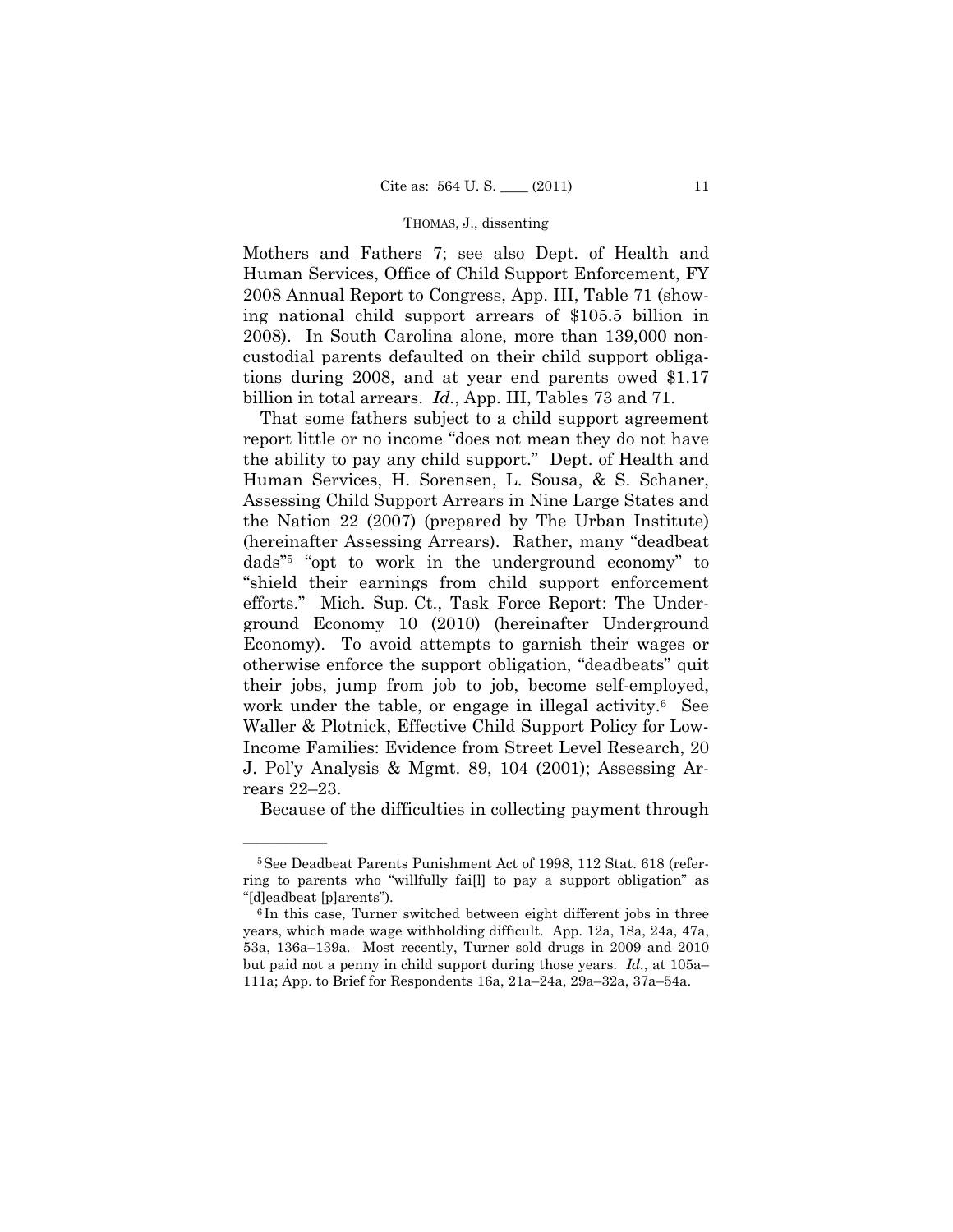Mothers and Fathers 7; see also Dept. of Health and Human Services, Office of Child Support Enforcement, FY 2008 Annual Report to Congress, App. III, Table 71 (showing national child support arrears of $105.5 billion in 2008). In South Carolina alone, more than 139,000 noncustodial parents defaulted on their child support obligations during 2008, and at year end parents owed $1.17 billion in total arrears. *Id.*, App. III, Tables 73 and 71.

That some fathers subject to a child support agreement report little or no income "does not mean they do not have the ability to pay any child support." Dept. of Health and Human Services, H. Sorensen, L. Sousa, & S. Schaner, Assessing Child Support Arrears in Nine Large States and the Nation 22 (2007) (prepared by The Urban Institute) (hereinafter Assessing Arrears). Rather, many "deadbeat dads"[5] "opt to work in the underground economy" to "shield their earnings from child support enforcement efforts." Mich. Sup. Ct., Task Force Report: The Underground Economy 10 (2010) (hereinafter Underground Economy). To avoid attempts to garnish their wages or otherwise enforce the support obligation, "deadbeats" quit their jobs, jump from job to job, become self-employed, work under the table, or engage in illegal activity.[6] See Waller & Plotnick, Effective Child Support Policy for Low-Income Families: Evidence from Street Level Research, 20 J. Pol'y Analysis & Mgmt. 89, 104 (2001); Assessing Arrears 22–23.

Because of the difficulties in collecting payment through

---

[5] See Deadbeat Parents Punishment Act of 1998, 112 Stat. 618 (referring to parents who "willfully fai[l] to pay a support obligation" as "[d]eadbeat [p]arents").

[6] In this case, Turner switched between eight different jobs in three years, which made wage withholding difficult. App. 12a, 18a, 24a, 47a, 53a, 136a–139a. Most recently, Turner sold drugs in 2009 and 2010 but paid not a penny in child support during those years. *Id.*, at 105a–111a; App. to Brief for Respondents 16a, 21a–24a, 29a–32a, 37a–54a.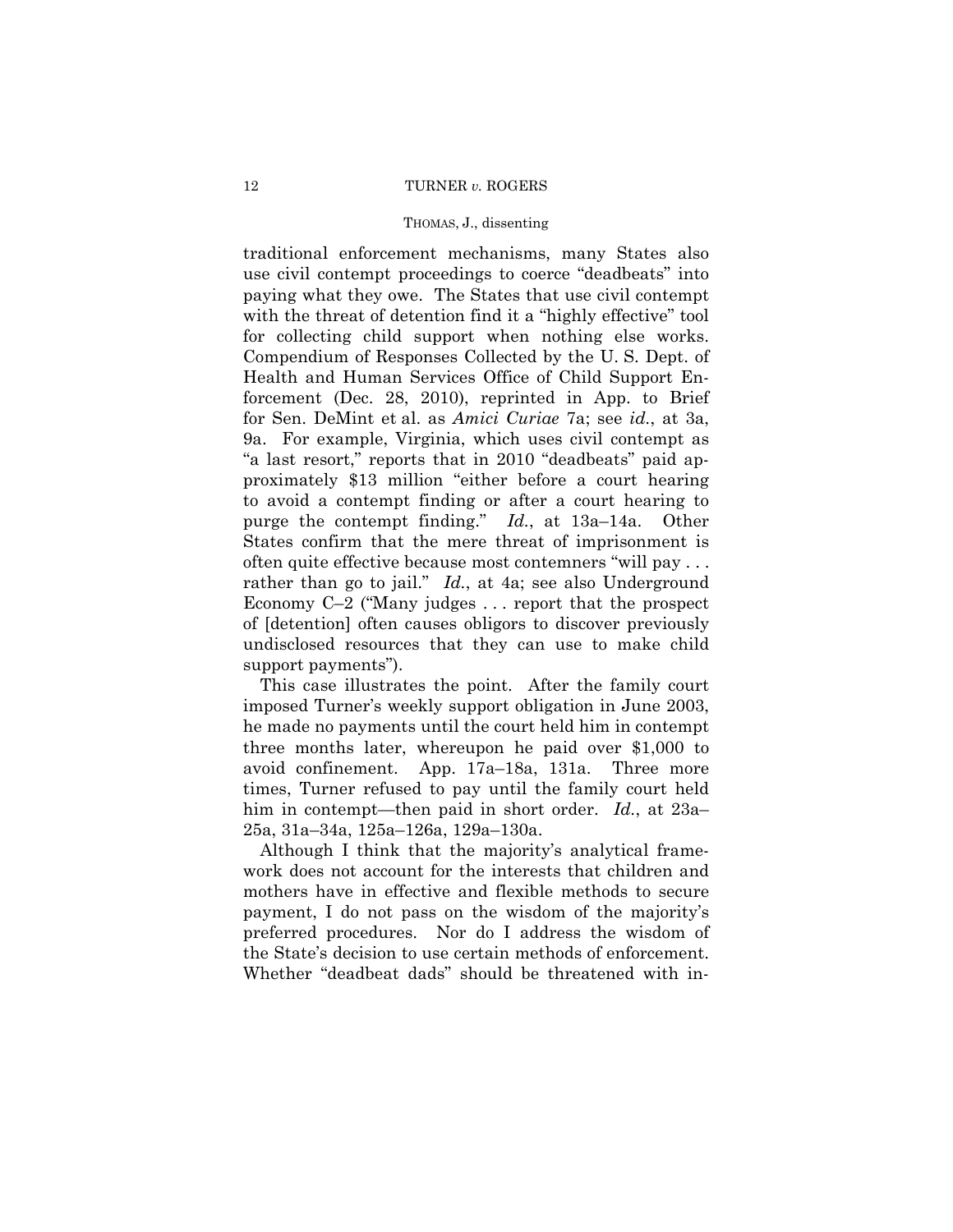traditional enforcement mechanisms, many States also use civil contempt proceedings to coerce "deadbeats" into paying what they owe. The States that use civil contempt with the threat of detention find it a "highly effective" tool for collecting child support when nothing else works. Compendium of Responses Collected by the U. S. Dept. of Health and Human Services Office of Child Support Enforcement (Dec. 28, 2010), reprinted in App. to Brief for Sen. DeMint et al. as *Amici Curiae* 7a; see *id.*, at 3a, 9a. For example, Virginia, which uses civil contempt as "a last resort," reports that in 2010 "deadbeats" paid approximately $13 million "either before a court hearing to avoid a contempt finding or after a court hearing to purge the contempt finding." *Id.*, at 13a–14a. Other States confirm that the mere threat of imprisonment is often quite effective because most contemners "will pay . . . rather than go to jail." *Id.*, at 4a; see also Underground Economy C–2 ("Many judges . . . report that the prospect of [detention] often causes obligors to discover previously undisclosed resources that they can use to make child support payments").

This case illustrates the point. After the family court imposed Turner's weekly support obligation in June 2003, he made no payments until the court held him in contempt three months later, whereupon he paid over $1,000 to avoid confinement. App. 17a–18a, 131a. Three more times, Turner refused to pay until the family court held him in contempt—then paid in short order. *Id.*, at 23a–25a, 31a–34a, 125a–126a, 129a–130a.

Although I think that the majority's analytical framework does not account for the interests that children and mothers have in effective and flexible methods to secure payment, I do not pass on the wisdom of the majority's preferred procedures. Nor do I address the wisdom of the State's decision to use certain methods of enforcement. Whether "deadbeat dads" should be threatened with in-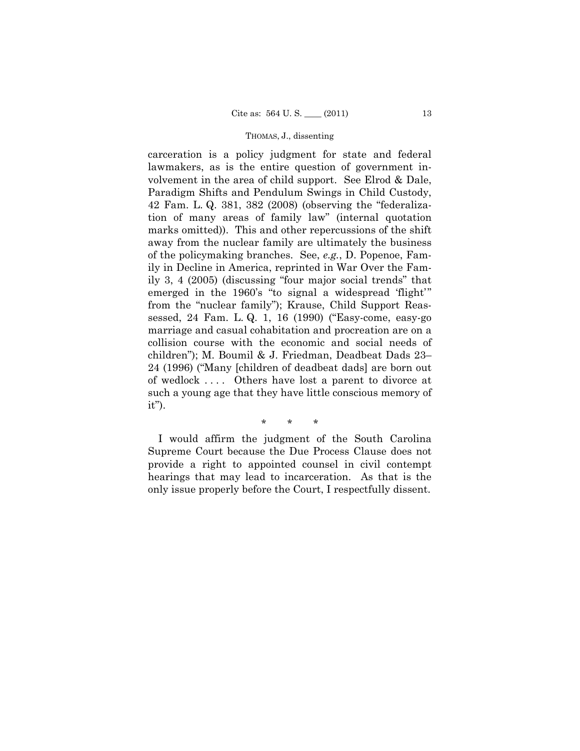carceration is a policy judgment for state and federal lawmakers, as is the entire question of government involvement in the area of child support. See Elrod & Dale, Paradigm Shifts and Pendulum Swings in Child Custody, 42 Fam. L. Q. 381, 382 (2008) (observing the "federalization of many areas of family law" (internal quotation marks omitted)). This and other repercussions of the shift away from the nuclear family are ultimately the business of the policymaking branches. See, *e.g.*, D. Popenoe, Family in Decline in America, reprinted in War Over the Family 3, 4 (2005) (discussing "four major social trends" that emerged in the 1960's "to signal a widespread 'flight'" from the "nuclear family"); Krause, Child Support Reassessed, 24 Fam. L. Q. 1, 16 (1990) ("Easy-come, easy-go marriage and casual cohabitation and procreation are on a collision course with the economic and social needs of children"); M. Boumil & J. Friedman, Deadbeat Dads 23–24 (1996) ("Many [children of deadbeat dads] are born out of wedlock . . . . Others have lost a parent to divorce at such a young age that they have little conscious memory of it").

\* \* \*

I would affirm the judgment of the South Carolina Supreme Court because the Due Process Clause does not provide a right to appointed counsel in civil contempt hearings that may lead to incarceration. As that is the only issue properly before the Court, I respectfully dissent.